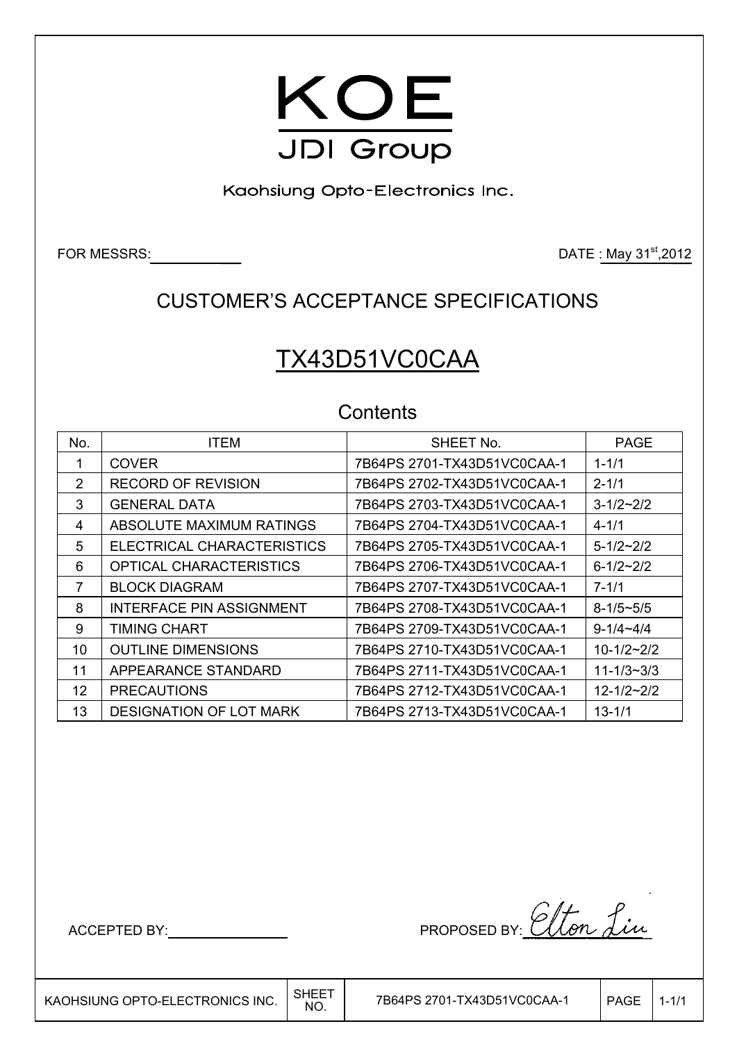# KOE

JDI Group

Kaohsiung Opto-Electronics Inc.

FOR MESSRS: ____________ DATE : May 31st,2012

## CUSTOMER'S ACCEPTANCE SPECIFICATIONS

# TX43D51VC0CAA

### Contents

| No. | ITEM | SHEET No. | PAGE |
|---|---|---|---|
| 1 | COVER | 7B64PS 2701-TX43D51VC0CAA-1 | 1-1/1 |
| 2 | RECORD OF REVISION | 7B64PS 2702-TX43D51VC0CAA-1 | 2-1/1 |
| 3 | GENERAL DATA | 7B64PS 2703-TX43D51VC0CAA-1 | 3-1/2~2/2 |
| 4 | ABSOLUTE MAXIMUM RATINGS | 7B64PS 2704-TX43D51VC0CAA-1 | 4-1/1 |
| 5 | ELECTRICAL CHARACTERISTICS | 7B64PS 2705-TX43D51VC0CAA-1 | 5-1/2~2/2 |
| 6 | OPTICAL CHARACTERISTICS | 7B64PS 2706-TX43D51VC0CAA-1 | 6-1/2~2/2 |
| 7 | BLOCK DIAGRAM | 7B64PS 2707-TX43D51VC0CAA-1 | 7-1/1 |
| 8 | INTERFACE PIN ASSIGNMENT | 7B64PS 2708-TX43D51VC0CAA-1 | 8-1/5~5/5 |
| 9 | TIMING CHART | 7B64PS 2709-TX43D51VC0CAA-1 | 9-1/4~4/4 |
| 10 | OUTLINE DIMENSIONS | 7B64PS 2710-TX43D51VC0CAA-1 | 10-1/2~2/2 |
| 11 | APPEARANCE STANDARD | 7B64PS 2711-TX43D51VC0CAA-1 | 11-1/3~3/3 |
| 12 | PRECAUTIONS | 7B64PS 2712-TX43D51VC0CAA-1 | 12-1/2~2/2 |
| 13 | DESIGNATION OF LOT MARK | 7B64PS 2713-TX43D51VC0CAA-1 | 13-1/1 |

ACCEPTED BY: ____________ PROPOSED BY: Elton Liu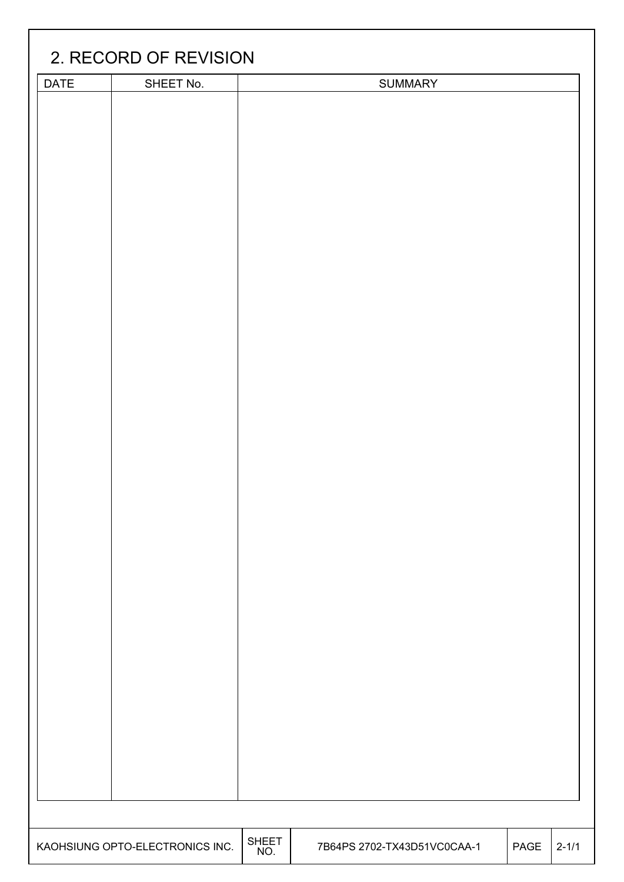## 2. RECORD OF REVISION

| DATE | SHEET No. | SUMMARY |
|---|---|---|
| | | |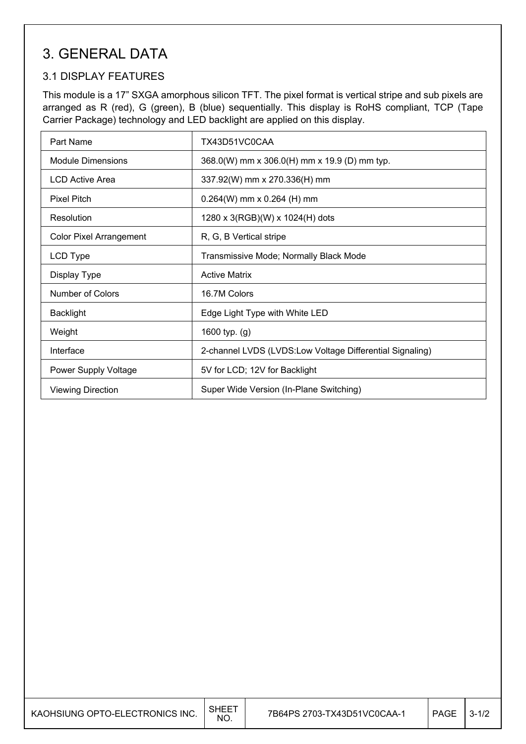# 3. GENERAL DATA

## 3.1 DISPLAY FEATURES

This module is a 17" SXGA amorphous silicon TFT. The pixel format is vertical stripe and sub pixels are arranged as R (red), G (green), B (blue) sequentially. This display is RoHS compliant, TCP (Tape Carrier Package) technology and LED backlight are applied on this display.

| Part Name | TX43D51VC0CAA |
|---|---|
| Module Dimensions | 368.0(W) mm x 306.0(H) mm x 19.9 (D) mm typ. |
| LCD Active Area | 337.92(W) mm x 270.336(H) mm |
| Pixel Pitch | 0.264(W) mm x 0.264 (H) mm |
| Resolution | 1280 x 3(RGB)(W) x 1024(H) dots |
| Color Pixel Arrangement | R, G, B Vertical stripe |
| LCD Type | Transmissive Mode; Normally Black Mode |
| Display Type | Active Matrix |
| Number of Colors | 16.7M Colors |
| Backlight | Edge Light Type with White LED |
| Weight | 1600 typ. (g) |
| Interface | 2-channel LVDS (LVDS:Low Voltage Differential Signaling) |
| Power Supply Voltage | 5V for LCD; 12V for Backlight |
| Viewing Direction | Super Wide Version (In-Plane Switching) |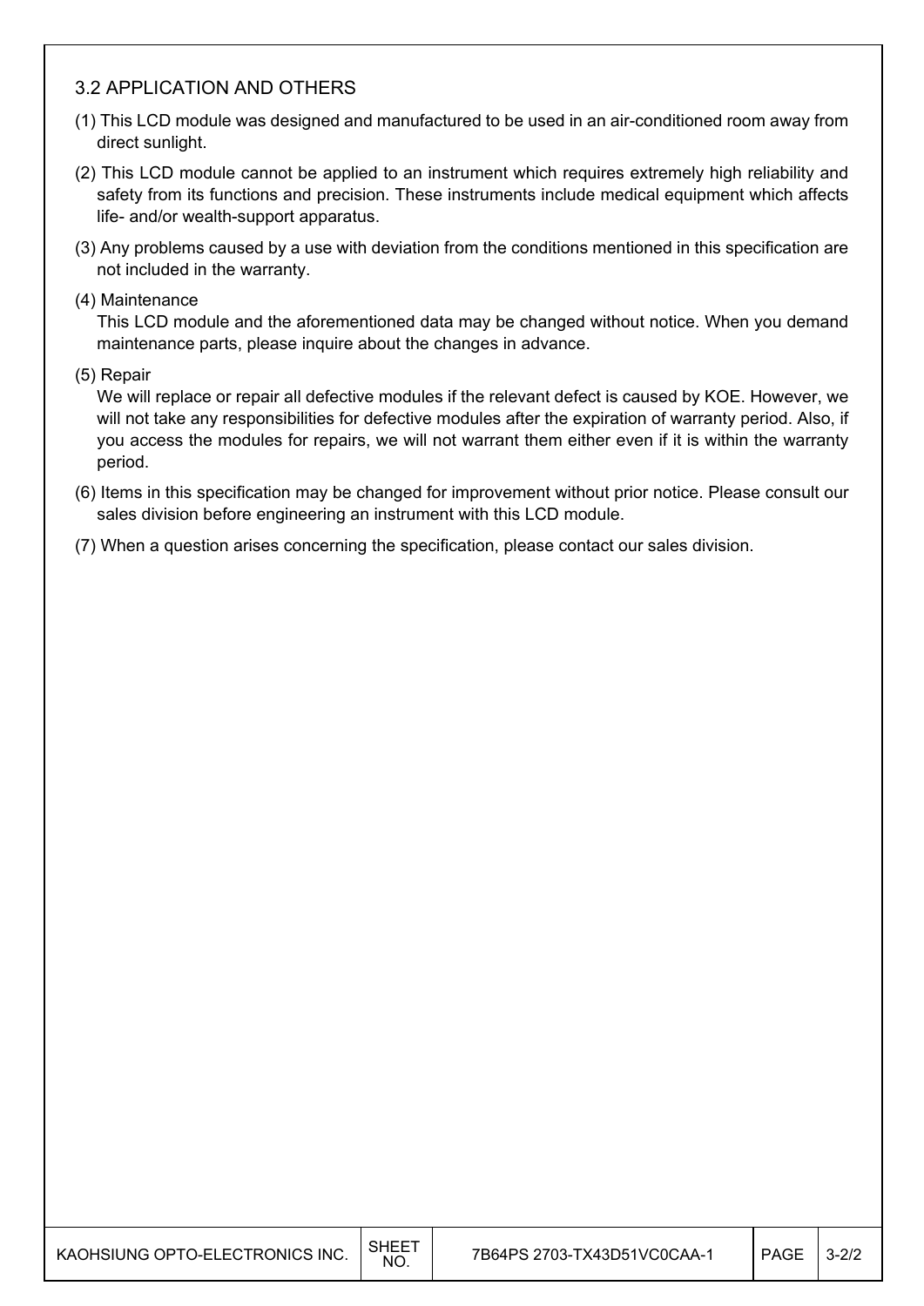### 3.2 APPLICATION AND OTHERS

(1) This LCD module was designed and manufactured to be used in an air-conditioned room away from direct sunlight.

(2) This LCD module cannot be applied to an instrument which requires extremely high reliability and safety from its functions and precision. These instruments include medical equipment which affects life- and/or wealth-support apparatus.

(3) Any problems caused by a use with deviation from the conditions mentioned in this specification are not included in the warranty.

(4) Maintenance
This LCD module and the aforementioned data may be changed without notice. When you demand maintenance parts, please inquire about the changes in advance.

(5) Repair
We will replace or repair all defective modules if the relevant defect is caused by KOE. However, we will not take any responsibilities for defective modules after the expiration of warranty period. Also, if you access the modules for repairs, we will not warrant them either even if it is within the warranty period.

(6) Items in this specification may be changed for improvement without prior notice. Please consult our sales division before engineering an instrument with this LCD module.

(7) When a question arises concerning the specification, please contact our sales division.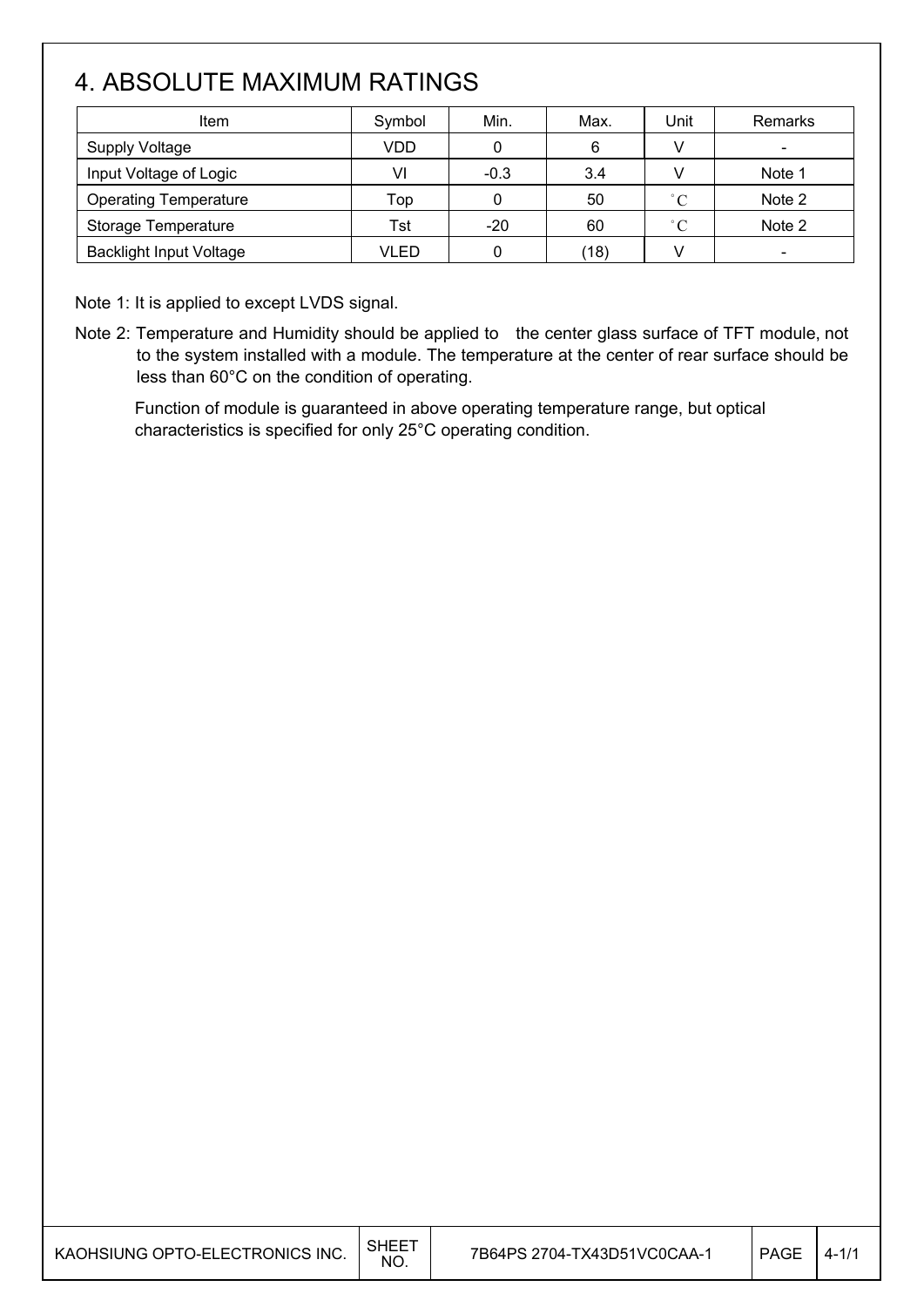# 4. ABSOLUTE MAXIMUM RATINGS

| Item | Symbol | Min. | Max. | Unit | Remarks |
|---|---|---|---|---|---|
| Supply Voltage | VDD | 0 | 6 | V | - |
| Input Voltage of Logic | VI | -0.3 | 3.4 | V | Note 1 |
| Operating Temperature | Top | 0 | 50 | °C | Note 2 |
| Storage Temperature | Tst | -20 | 60 | °C | Note 2 |
| Backlight Input Voltage | VLED | 0 | (18) | V | - |

Note 1: It is applied to except LVDS signal.

Note 2: Temperature and Humidity should be applied to the center glass surface of TFT module, not to the system installed with a module. The temperature at the center of rear surface should be less than 60°C on the condition of operating.

Function of module is guaranteed in above operating temperature range, but optical characteristics is specified for only 25°C operating condition.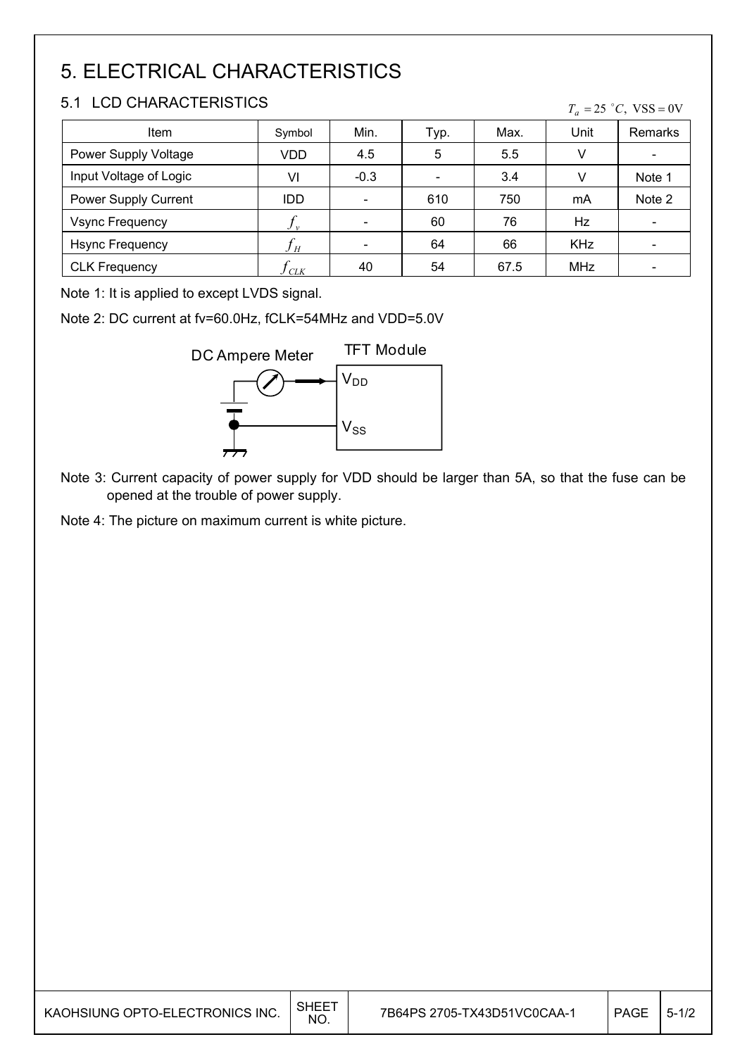// Page 6 of 27

# 5. ELECTRICAL CHARACTERISTICS

## 5.1 LCD CHARACTERISTICS

$T_a = 25\ ^\circ C,\ \mathrm{VSS} = 0\mathrm{V}$

| Item | Symbol | Min. | Typ. | Max. | Unit | Remarks |
|---|---|---|---|---|---|---|
| Power Supply Voltage | VDD | 4.5 | 5 | 5.5 | V | - |
| Input Voltage of Logic | VI | -0.3 | - | 3.4 | V | Note 1 |
| Power Supply Current | IDD | - | 610 | 750 | mA | Note 2 |
| Vsync Frequency | $f_v$ | - | 60 | 76 | Hz | - |
| Hsync Frequency | $f_H$ | - | 64 | 66 | KHz | - |
| CLK Frequency | $f_{CLK}$ | 40 | 54 | 67.5 | MHz | - |

Note 1: It is applied to except LVDS signal.

Note 2: DC current at fv=60.0Hz, fCLK=54MHz and VDD=5.0V

DC Ampere Meter    TFT Module

$V_{DD}$

$V_{SS}$

Note 3: Current capacity of power supply for VDD should be larger than 5A, so that the fuse can be opened at the trouble of power supply.

Note 4: The picture on maximum current is white picture.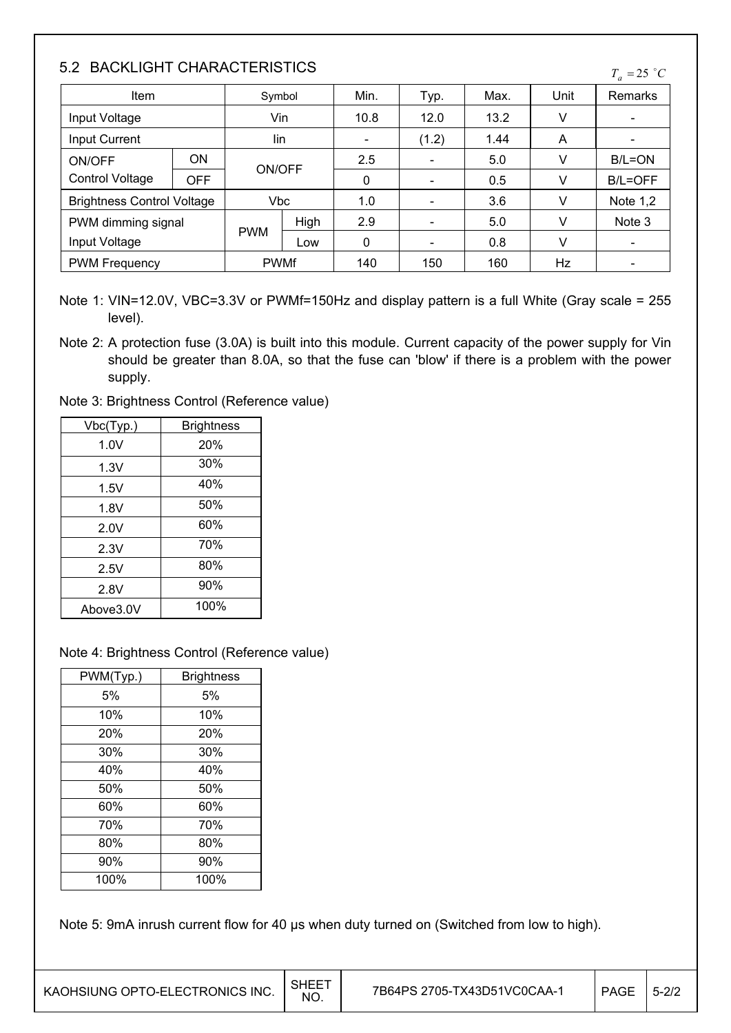## 5.2 BACKLIGHT CHARACTERISTICS

$T_a = 25\ ^{\circ}C$

| Item | | Symbol | | Min. | Typ. | Max. | Unit | Remarks |
|---|---|---|---|---|---|---|---|---|
| Input Voltage | | Vin | | 10.8 | 12.0 | 13.2 | V | - |
| Input Current | | Iin | | - | (1.2) | 1.44 | A | - |
| ON/OFF Control Voltage | ON | ON/OFF | | 2.5 | - | 5.0 | V | B/L=ON |
| | OFF | | | 0 | - | 0.5 | V | B/L=OFF |
| Brightness Control Voltage | | Vbc | | 1.0 | - | 3.6 | V | Note 1,2 |
| PWM dimming signal Input Voltage | | PWM | High | 2.9 | - | 5.0 | V | Note 3 |
| | | | Low | 0 | - | 0.8 | V | - |
| PWM Frequency | | PWMf | | 140 | 150 | 160 | Hz | - |

Note 1: VIN=12.0V, VBC=3.3V or PWMf=150Hz and display pattern is a full White (Gray scale = 255 level).

Note 2: A protection fuse (3.0A) is built into this module. Current capacity of the power supply for Vin should be greater than 8.0A, so that the fuse can 'blow' if there is a problem with the power supply.

Note 3: Brightness Control (Reference value)

| Vbc(Typ.) | Brightness |
|---|---|
| 1.0V | 20% |
| 1.3V | 30% |
| 1.5V | 40% |
| 1.8V | 50% |
| 2.0V | 60% |
| 2.3V | 70% |
| 2.5V | 80% |
| 2.8V | 90% |
| Above3.0V | 100% |

Note 4: Brightness Control (Reference value)

| PWM(Typ.) | Brightness |
|---|---|
| 5% | 5% |
| 10% | 10% |
| 20% | 20% |
| 30% | 30% |
| 40% | 40% |
| 50% | 50% |
| 60% | 60% |
| 70% | 70% |
| 80% | 80% |
| 90% | 90% |
| 100% | 100% |

Note 5: 9mA inrush current flow for 40 μs when duty turned on (Switched from low to high).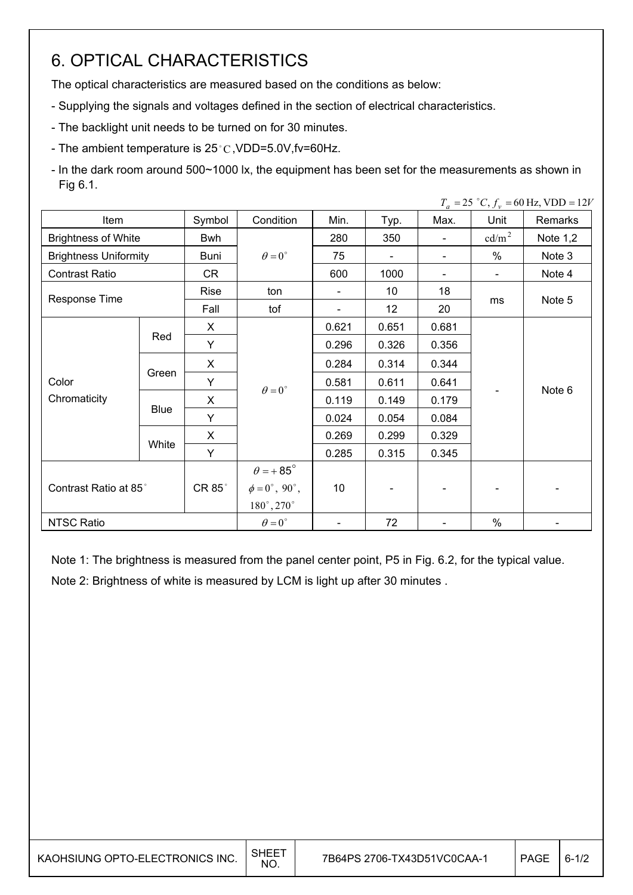# 6. OPTICAL CHARACTERISTICS

The optical characteristics are measured based on the conditions as below:

- Supplying the signals and voltages defined in the section of electrical characteristics.
- The backlight unit needs to be turned on for 30 minutes.
- The ambient temperature is 25°C,VDD=5.0V,fv=60Hz.
- In the dark room around 500~1000 lx, the equipment has been set for the measurements as shown in Fig 6.1.

$T_a = 25\ ^\circ C,\ f_v = 60\ \text{Hz},\ \text{VDD} = 12V$

| Item | | Symbol | Condition | Min. | Typ. | Max. | Unit | Remarks |
|---|---|---|---|---|---|---|---|---|
| Brightness of White | | Bwh | $\theta = 0^\circ$ | 280 | 350 | - | $\text{cd/m}^2$ | Note 1,2 |
| Brightness Uniformity | | Buni | | 75 | - | - | % | Note 3 |
| Contrast Ratio | | CR | | 600 | 1000 | - | - | Note 4 |
| Response Time | | Rise | ton | - | 10 | 18 | ms | Note 5 |
| | | Fall | tof | - | 12 | 20 | | |
| Color Chromaticity | Red | X | $\theta = 0^\circ$ | 0.621 | 0.651 | 0.681 | - | Note 6 |
| | | Y | | 0.296 | 0.326 | 0.356 | | |
| | Green | X | | 0.284 | 0.314 | 0.344 | | |
| | | Y | | 0.581 | 0.611 | 0.641 | | |
| | Blue | X | | 0.119 | 0.149 | 0.179 | | |
| | | Y | | 0.024 | 0.054 | 0.084 | | |
| | White | X | | 0.269 | 0.299 | 0.329 | | |
| | | Y | | 0.285 | 0.315 | 0.345 | | |
| Contrast Ratio at 85° | | CR 85° | $\theta = +85^\circ$ $\phi = 0^\circ,\ 90^\circ,\ 180^\circ, 270^\circ$ | 10 | - | - | - | - |
| NTSC Ratio | | | $\theta = 0^\circ$ | - | 72 | - | % | - |

Note 1: The brightness is measured from the panel center point, P5 in Fig. 6.2, for the typical value.

Note 2: Brightness of white is measured by LCM is light up after 30 minutes .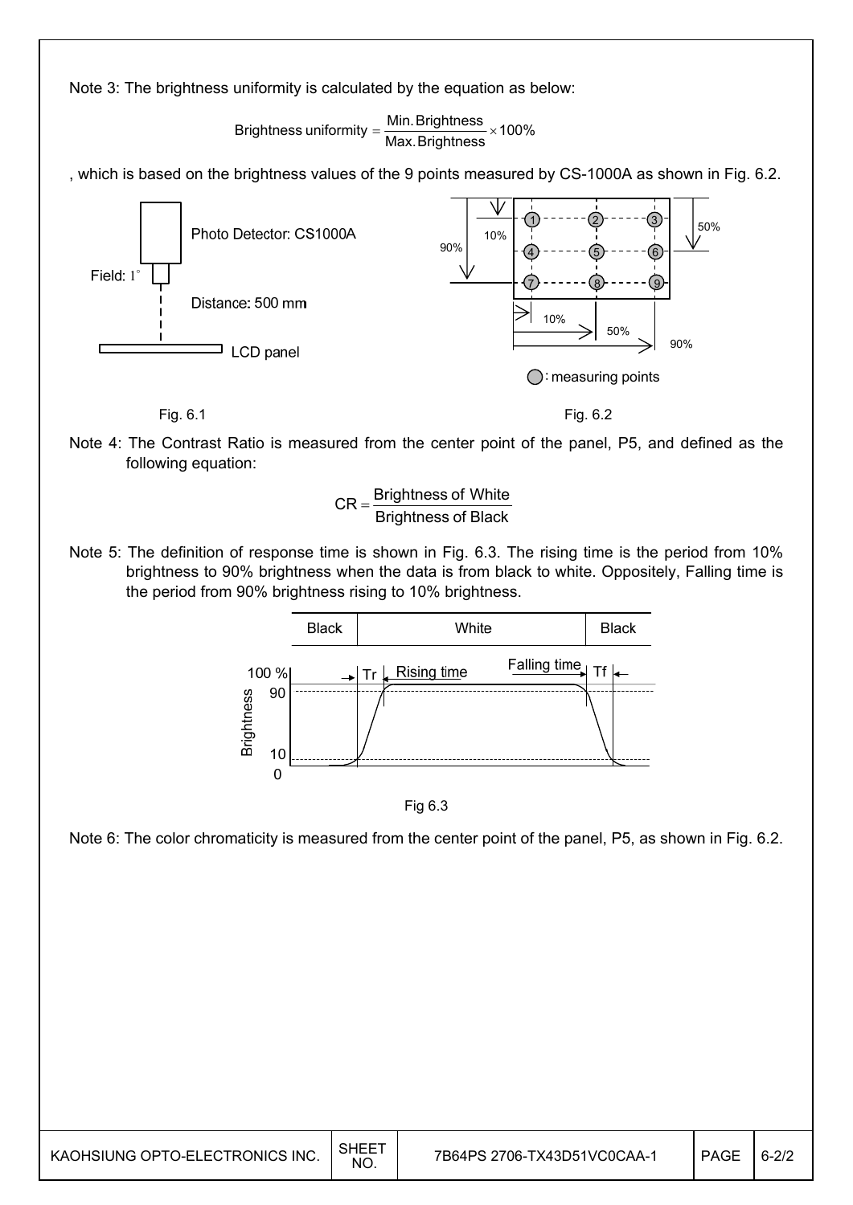Note 3: The brightness uniformity is calculated by the equation as below:

$$\text{Brightness uniformity} = \frac{\text{Min. Brightness}}{\text{Max. Brightness}} \times 100\%$$

, which is based on the brightness values of the 9 points measured by CS-1000A as shown in Fig. 6.2.

Photo Detector: CS1000A

Field: 1°

Distance: 500 mm

LCD panel

Fig. 6.1

○ : measuring points

Fig. 6.2

Note 4: The Contrast Ratio is measured from the center point of the panel, P5, and defined as the following equation:

$$CR = \frac{\text{Brightness of White}}{\text{Brightness of Black}}$$

Note 5: The definition of response time is shown in Fig. 6.3. The rising time is the period from 10% brightness to 90% brightness when the data is from black to white. Oppositely, Falling time is the period from 90% brightness rising to 10% brightness.

Fig 6.3

Note 6: The color chromaticity is measured from the center point of the panel, P5, as shown in Fig. 6.2.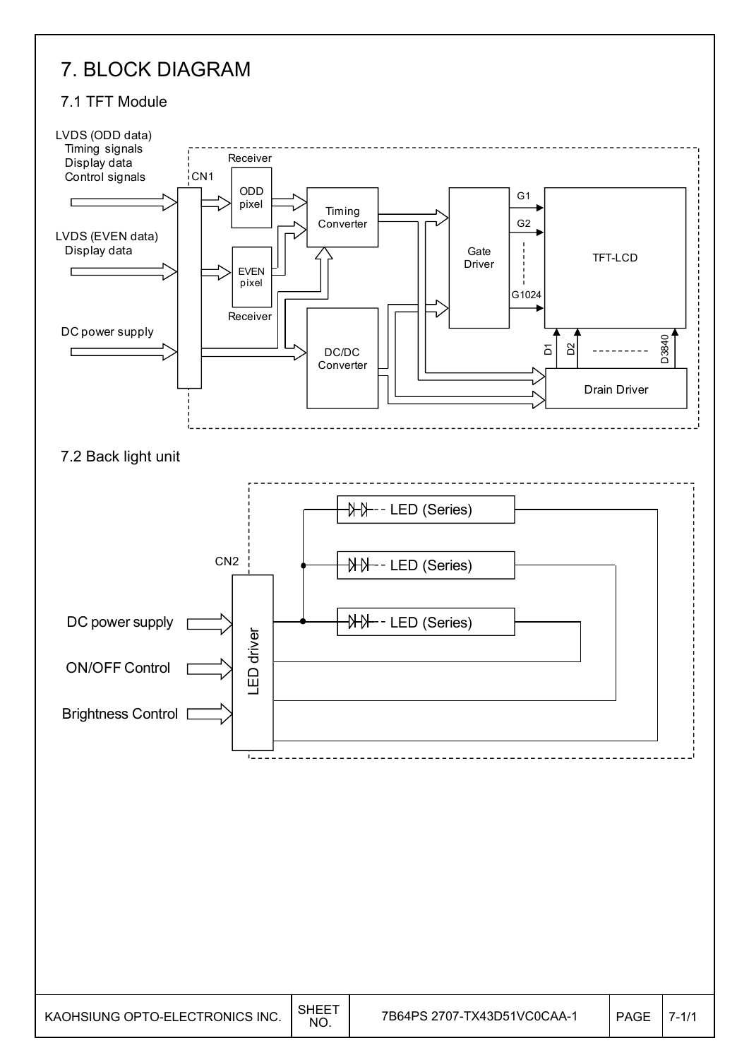# 7. BLOCK DIAGRAM

## 7.1 TFT Module

LVDS (ODD data)
Timing signals
Display data
Control signals

CN1

Receiver

ODD pixel

Timing Converter

Gate Driver

G1

G2

G1024

TFT-LCD

LVDS (EVEN data)
Display data

EVEN pixel

Receiver

DC power supply

DC/DC Converter

D1 D2 D3840

Drain Driver

## 7.2 Back light unit

CN2

LED (Series)

LED (Series)

LED (Series)

DC power supply

ON/OFF Control

Brightness Control

LED driver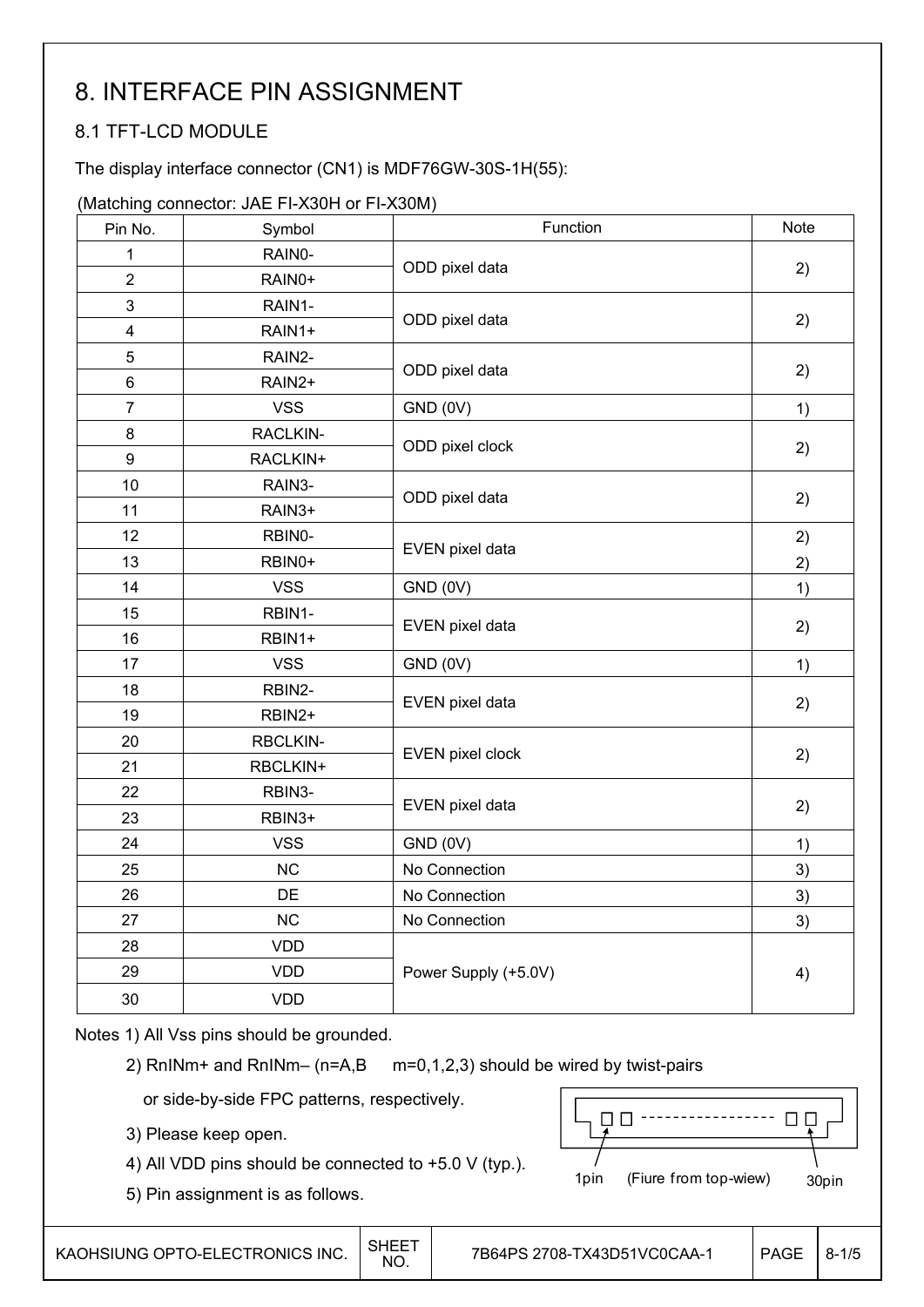# 8. INTERFACE PIN ASSIGNMENT

## 8.1 TFT-LCD MODULE

The display interface connector (CN1) is MDF76GW-30S-1H(55):

(Matching connector: JAE FI-X30H or FI-X30M)

| Pin No. | Symbol | Function | Note |
|---|---|---|---|
| 1 | RAIN0- | ODD pixel data | 2) |
| 2 | RAIN0+ | | |
| 3 | RAIN1- | ODD pixel data | 2) |
| 4 | RAIN1+ | | |
| 5 | RAIN2- | ODD pixel data | 2) |
| 6 | RAIN2+ | | |
| 7 | VSS | GND (0V) | 1) |
| 8 | RACLKIN- | ODD pixel clock | 2) |
| 9 | RACLKIN+ | | |
| 10 | RAIN3- | ODD pixel data | 2) |
| 11 | RAIN3+ | | |
| 12 | RBIN0- | EVEN pixel data | 2) |
| 13 | RBIN0+ | | 2) |
| 14 | VSS | GND (0V) | 1) |
| 15 | RBIN1- | EVEN pixel data | 2) |
| 16 | RBIN1+ | | |
| 17 | VSS | GND (0V) | 1) |
| 18 | RBIN2- | EVEN pixel data | 2) |
| 19 | RBIN2+ | | |
| 20 | RBCLKIN- | EVEN pixel clock | 2) |
| 21 | RBCLKIN+ | | |
| 22 | RBIN3- | EVEN pixel data | 2) |
| 23 | RBIN3+ | | |
| 24 | VSS | GND (0V) | 1) |
| 25 | NC | No Connection | 3) |
| 26 | DE | No Connection | 3) |
| 27 | NC | No Connection | 3) |
| 28 | VDD | Power Supply (+5.0V) | 4) |
| 29 | VDD | | |
| 30 | VDD | | |

Notes 1) All Vss pins should be grounded.

2) RnINm+ and RnINm– (n=A,B m=0,1,2,3) should be wired by twist-pairs or side-by-side FPC patterns, respectively.

3) Please keep open.

4) All VDD pins should be connected to +5.0 V (typ.).

5) Pin assignment is as follows.

1pin (Fiure from top-wiew) 30pin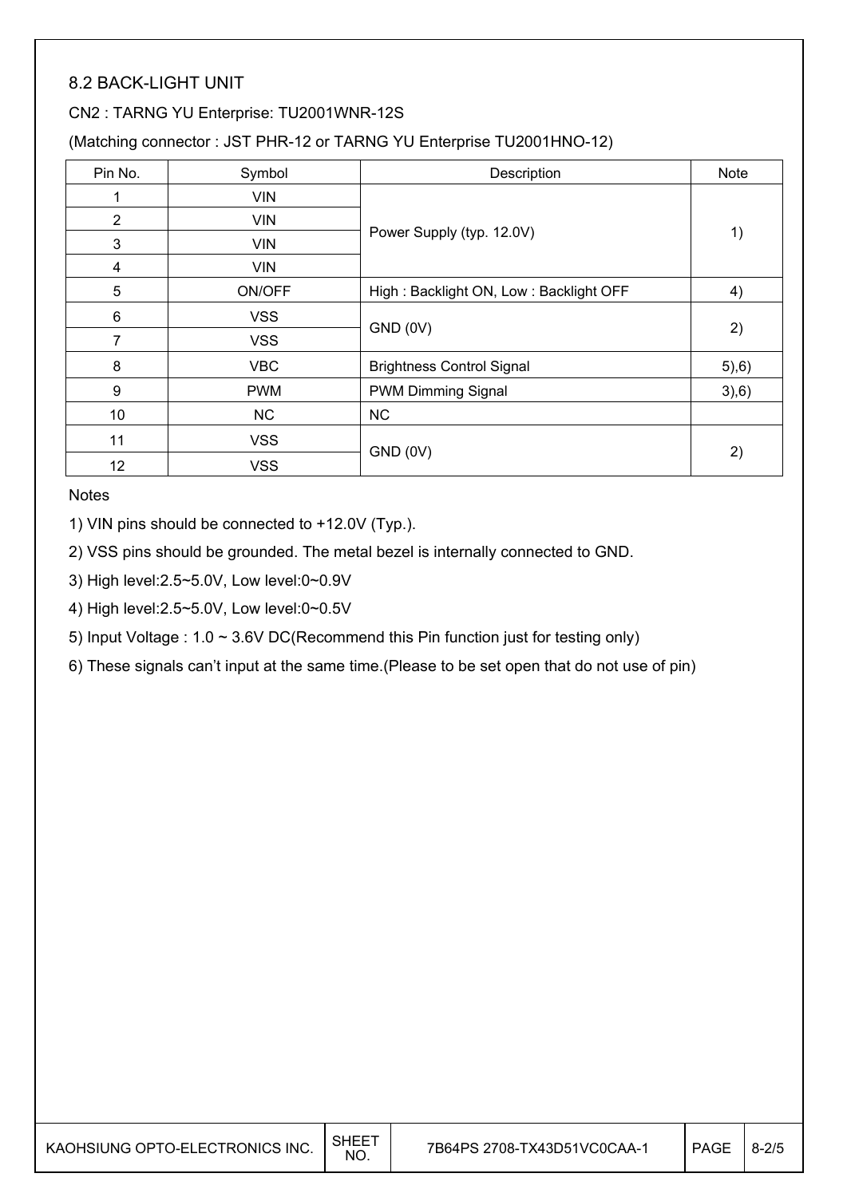### 8.2 BACK-LIGHT UNIT

CN2 : TARNG YU Enterprise: TU2001WNR-12S

(Matching connector : JST PHR-12 or TARNG YU Enterprise TU2001HNO-12)

| Pin No. | Symbol | Description | Note |
|---|---|---|---|
| 1 | VIN | Power Supply (typ. 12.0V) | 1) |
| 2 | VIN | | |
| 3 | VIN | | |
| 4 | VIN | | |
| 5 | ON/OFF | High : Backlight ON, Low : Backlight OFF | 4) |
| 6 | VSS | GND (0V) | 2) |
| 7 | VSS | | |
| 8 | VBC | Brightness Control Signal | 5),6) |
| 9 | PWM | PWM Dimming Signal | 3),6) |
| 10 | NC | NC | |
| 11 | VSS | GND (0V) | 2) |
| 12 | VSS | | |

Notes

1) VIN pins should be connected to +12.0V (Typ.).

2) VSS pins should be grounded. The metal bezel is internally connected to GND.

3) High level:2.5~5.0V, Low level:0~0.9V

4) High level:2.5~5.0V, Low level:0~0.5V

5) Input Voltage : 1.0 ~ 3.6V DC(Recommend this Pin function just for testing only)

6) These signals can't input at the same time.(Please to be set open that do not use of pin)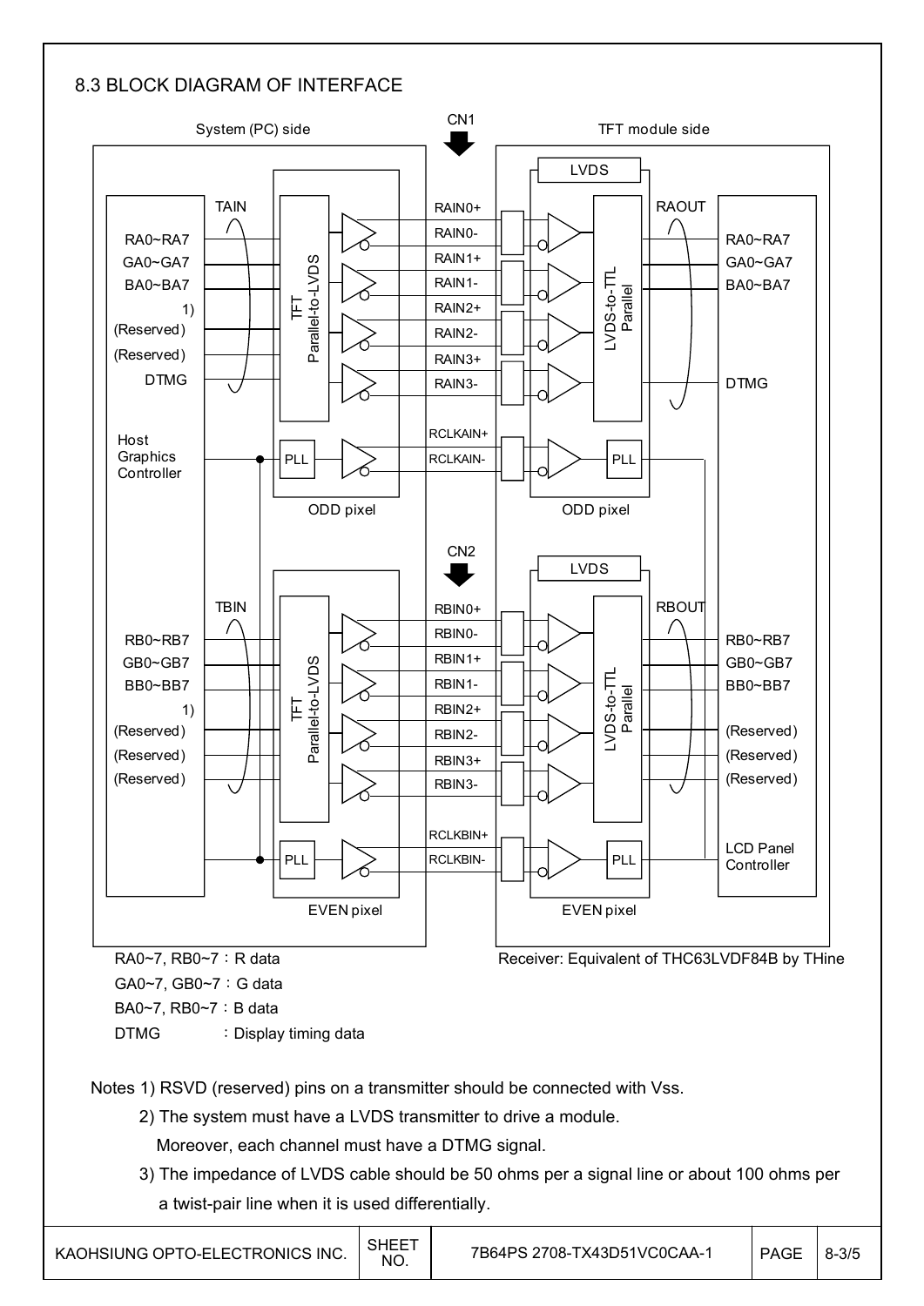## 8.3 BLOCK DIAGRAM OF INTERFACE

System (PC) side | CN1 | TFT module side

TAIN: RA0~RA7, GA0~GA7, BA0~BA7, 1) (Reserved), (Reserved), DTMG

TFT Parallel-to-LVDS → RAIN0+, RAIN0-, RAIN1+, RAIN1-, RAIN2+, RAIN2-, RAIN3+, RAIN3-, RCLKAIN+, RCLKAIN- → LVDS-to-TTL Parallel

RAOUT: RA0~RA7, GA0~GA7, BA0~BA7, DTMG

Host Graphics Controller — PLL — ODD pixel — PLL — ODD pixel

CN2

TBIN: RB0~RB7, GB0~GB7, BB0~BB7, 1) (Reserved), (Reserved), (Reserved)

TFT Parallel-to-LVDS → RBIN0+, RBIN0-, RBIN1+, RBIN1-, RBIN2+, RBIN2-, RBIN3+, RBIN3-, RCLKBIN+, RCLKBIN- → LVDS-to-TTL Parallel

RBOUT: RB0~RB7, GB0~GB7, BB0~BB7, (Reserved), (Reserved), (Reserved)

PLL — EVEN pixel — PLL — EVEN pixel — LCD Panel Controller

RA0~7, RB0~7 ：R data

GA0~7, GB0~7 ：G data

BA0~7, RB0~7 ：B data

DTMG ：Display timing data

Receiver: Equivalent of THC63LVDF84B by THine

Notes 1) RSVD (reserved) pins on a transmitter should be connected with Vss.

2) The system must have a LVDS transmitter to drive a module.
Moreover, each channel must have a DTMG signal.

3) The impedance of LVDS cable should be 50 ohms per a signal line or about 100 ohms per a twist-pair line when it is used differentially.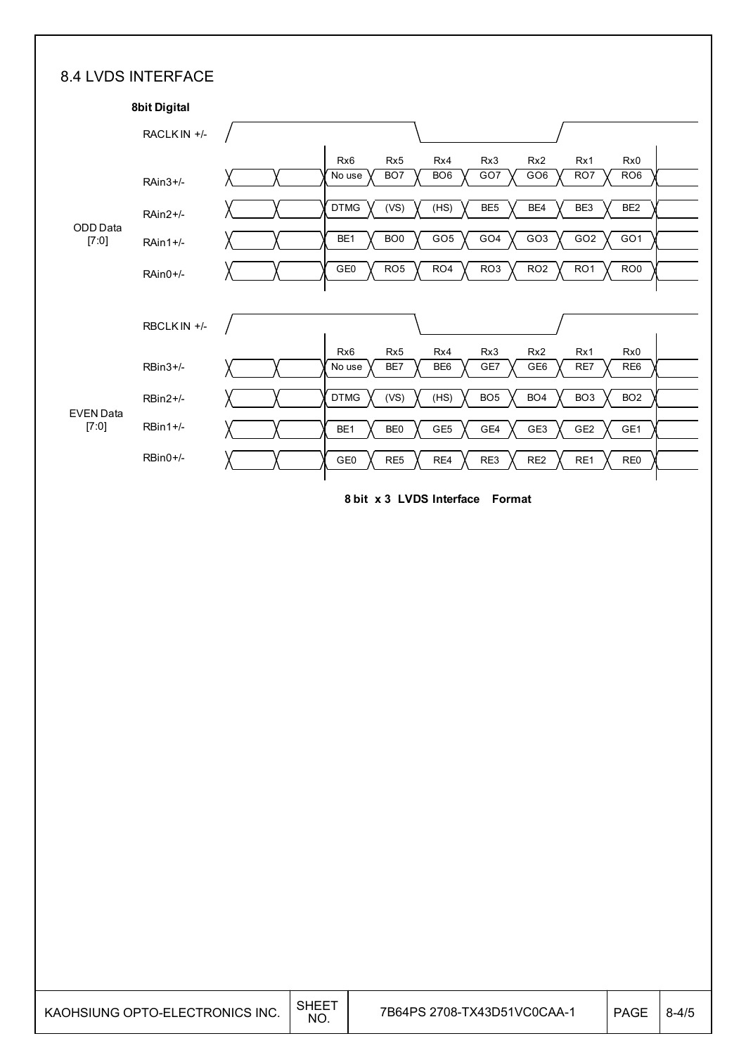## 8.4 LVDS INTERFACE

**8bit Digital**

**ODD Data [7:0]**

| Signal | Rx6 | Rx5 | Rx4 | Rx3 | Rx2 | Rx1 | Rx0 |
|---|---|---|---|---|---|---|---|
| RACLK IN +/- | | | | | | | |
| RAin3+/- | No use | BO7 | BO6 | GO7 | GO6 | RO7 | RO6 |
| RAin2+/- | DTMG | (VS) | (HS) | BE5 | BE4 | BE3 | BE2 |
| RAin1+/- | BE1 | BO0 | GO5 | GO4 | GO3 | GO2 | GO1 |
| RAin0+/- | GE0 | RO5 | RO4 | RO3 | RO2 | RO1 | RO0 |

**EVEN Data [7:0]**

| Signal | Rx6 | Rx5 | Rx4 | Rx3 | Rx2 | Rx1 | Rx0 |
|---|---|---|---|---|---|---|---|
| RBCLK IN +/- | | | | | | | |
| RBin3+/- | No use | BE7 | BE6 | GE7 | GE6 | RE7 | RE6 |
| RBin2+/- | DTMG | (VS) | (HS) | BO5 | BO4 | BO3 | BO2 |
| RBin1+/- | BE1 | BE0 | GE5 | GE4 | GE3 | GE2 | GE1 |
| RBin0+/- | GE0 | RE5 | RE4 | RE3 | RE2 | RE1 | RE0 |

**8 bit x 3 LVDS Interface Format**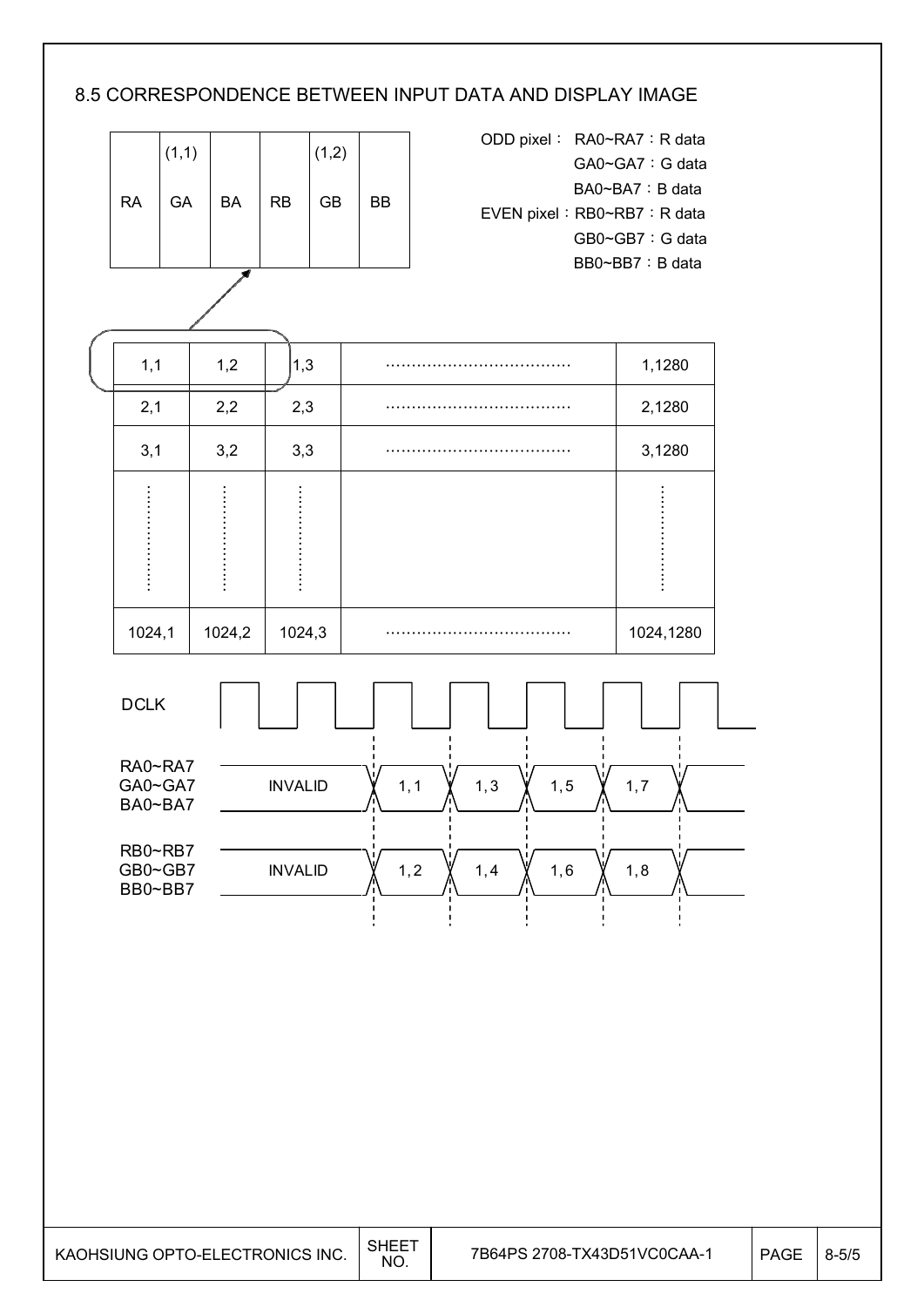## 8.5 CORRESPONDENCE BETWEEN INPUT DATA AND DISPLAY IMAGE

| RA | GA (1,1) | BA | RB | GB (1,2) | BB |
|---|---|---|---|---|---|

ODD pixel： RA0~RA7：R data
GA0~GA7：G data
BA0~BA7：B data

EVEN pixel：RB0~RB7：R data
GB0~GB7：G data
BB0~BB7：B data

| | | | | |
|---|---|---|---|---|
| 1,1 | 1,2 | 1,3 | ...................................... | 1,1280 |
| 2,1 | 2,2 | 2,3 | ...................................... | 2,1280 |
| 3,1 | 3,2 | 3,3 | ...................................... | 3,1280 |
| ⋮ | ⋮ | ⋮ | | ⋮ |
| 1024,1 | 1024,2 | 1024,3 | ...................................... | 1024,1280 |

| Signal | | | | | |
|---|---|---|---|---|---|
| DCLK | | | | | |
| RA0~RA7 GA0~GA7 BA0~BA7 | INVALID | 1, 1 | 1, 3 | 1, 5 | 1, 7 |
| RB0~RB7 GB0~GB7 BB0~BB7 | INVALID | 1, 2 | 1, 4 | 1, 6 | 1, 8 |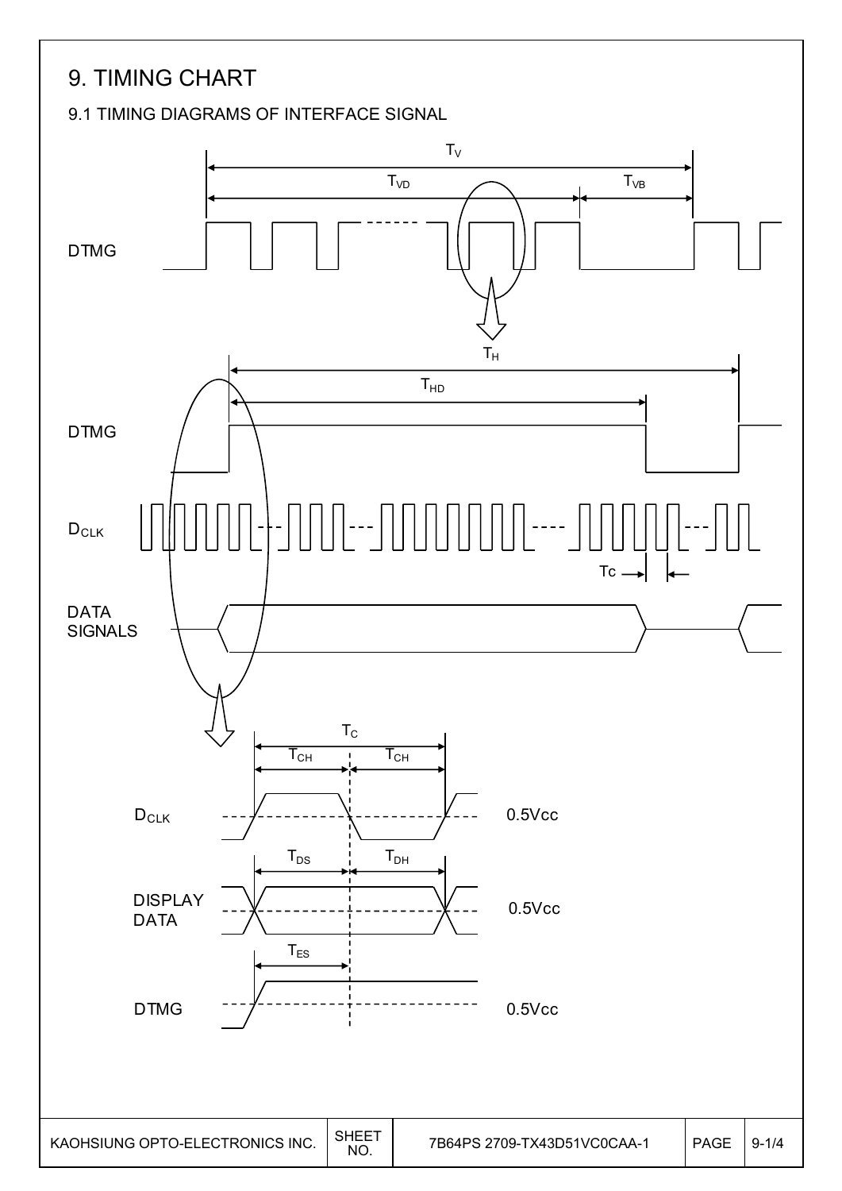# 9. TIMING CHART

## 9.1 TIMING DIAGRAMS OF INTERFACE SIGNAL

$T_V$

$T_{VD}$ $T_{VB}$

DTMG

$T_H$

$T_{HD}$

DTMG

$D_{CLK}$

Tc

DATA SIGNALS

$T_C$

$T_{CH}$ $T_{CH}$

$D_{CLK}$ 0.5Vcc

$T_{DS}$ $T_{DH}$

DISPLAY DATA 0.5Vcc

$T_{ES}$

DTMG 0.5Vcc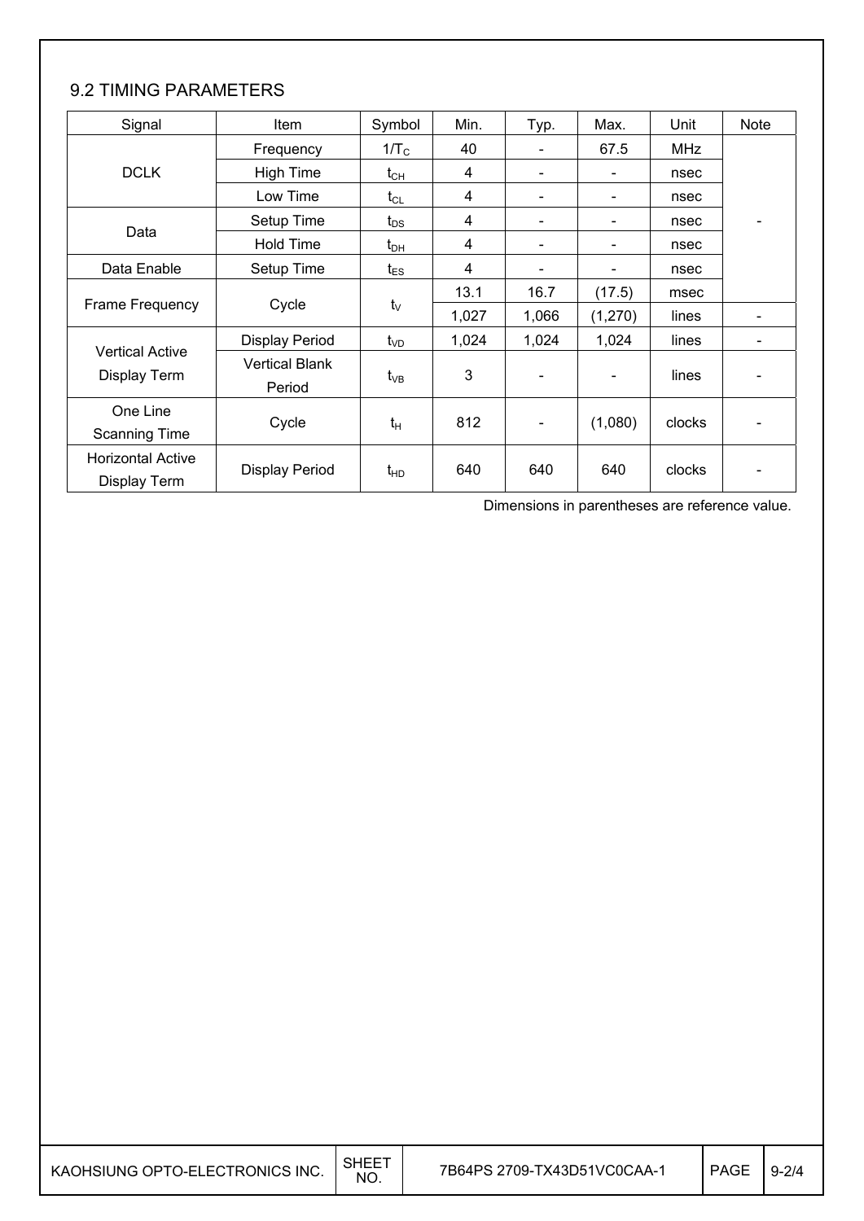## 9.2 TIMING PARAMETERS

| Signal | Item | Symbol | Min. | Typ. | Max. | Unit | Note |
|---|---|---|---|---|---|---|---|
| DCLK | Frequency | $1/T_C$ | 40 | - | 67.5 | MHz | - |
| | High Time | $t_{CH}$ | 4 | - | - | nsec | |
| | Low Time | $t_{CL}$ | 4 | - | - | nsec | |
| Data | Setup Time | $t_{DS}$ | 4 | - | - | nsec | |
| | Hold Time | $t_{DH}$ | 4 | - | - | nsec | |
| Data Enable | Setup Time | $t_{ES}$ | 4 | - | - | nsec | |
| Frame Frequency | Cycle | $t_V$ | 13.1 | 16.7 | (17.5) | msec | |
| | | | 1,027 | 1,066 | (1,270) | lines | - |
| Vertical Active Display Term | Display Period | $t_{VD}$ | 1,024 | 1,024 | 1,024 | lines | - |
| | Vertical Blank Period | $t_{VB}$ | 3 | - | - | lines | - |
| One Line Scanning Time | Cycle | $t_H$ | 812 | - | (1,080) | clocks | - |
| Horizontal Active Display Term | Display Period | $t_{HD}$ | 640 | 640 | 640 | clocks | - |

Dimensions in parentheses are reference value.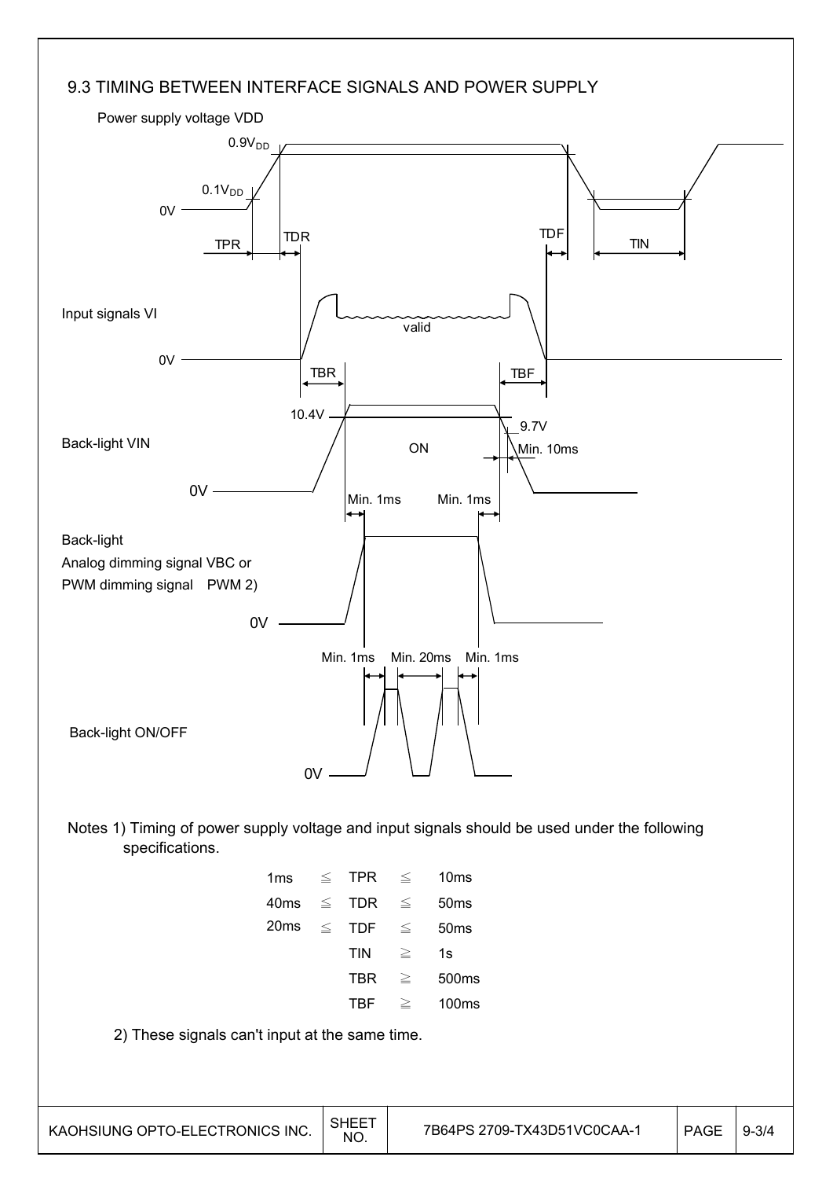## 9.3 TIMING BETWEEN INTERFACE SIGNALS AND POWER SUPPLY

Power supply voltage VDD

$0.9V_{DD}$

$0.1V_{DD}$

0V

TPR TDR TDF TIN

Input signals VI

valid

0V

TBR TBF

10.4V

9.7V

Back-light VIN

ON

Min. 10ms

0V

Min. 1ms Min. 1ms

Back-light
Analog dimming signal VBC or
PWM dimming signal PWM 2)

0V

Min. 1ms Min. 20ms Min. 1ms

Back-light ON/OFF

0V

Notes 1) Timing of power supply voltage and input signals should be used under the following specifications.

| | | | | |
|---|---|---|---|---|
| 1ms | ≦ | TPR | ≦ | 10ms |
| 40ms | ≦ | TDR | ≦ | 50ms |
| 20ms | ≦ | TDF | ≦ | 50ms |
| | | TIN | ≧ | 1s |
| | | TBR | ≧ | 500ms |
| | | TBF | ≧ | 100ms |

2) These signals can't input at the same time.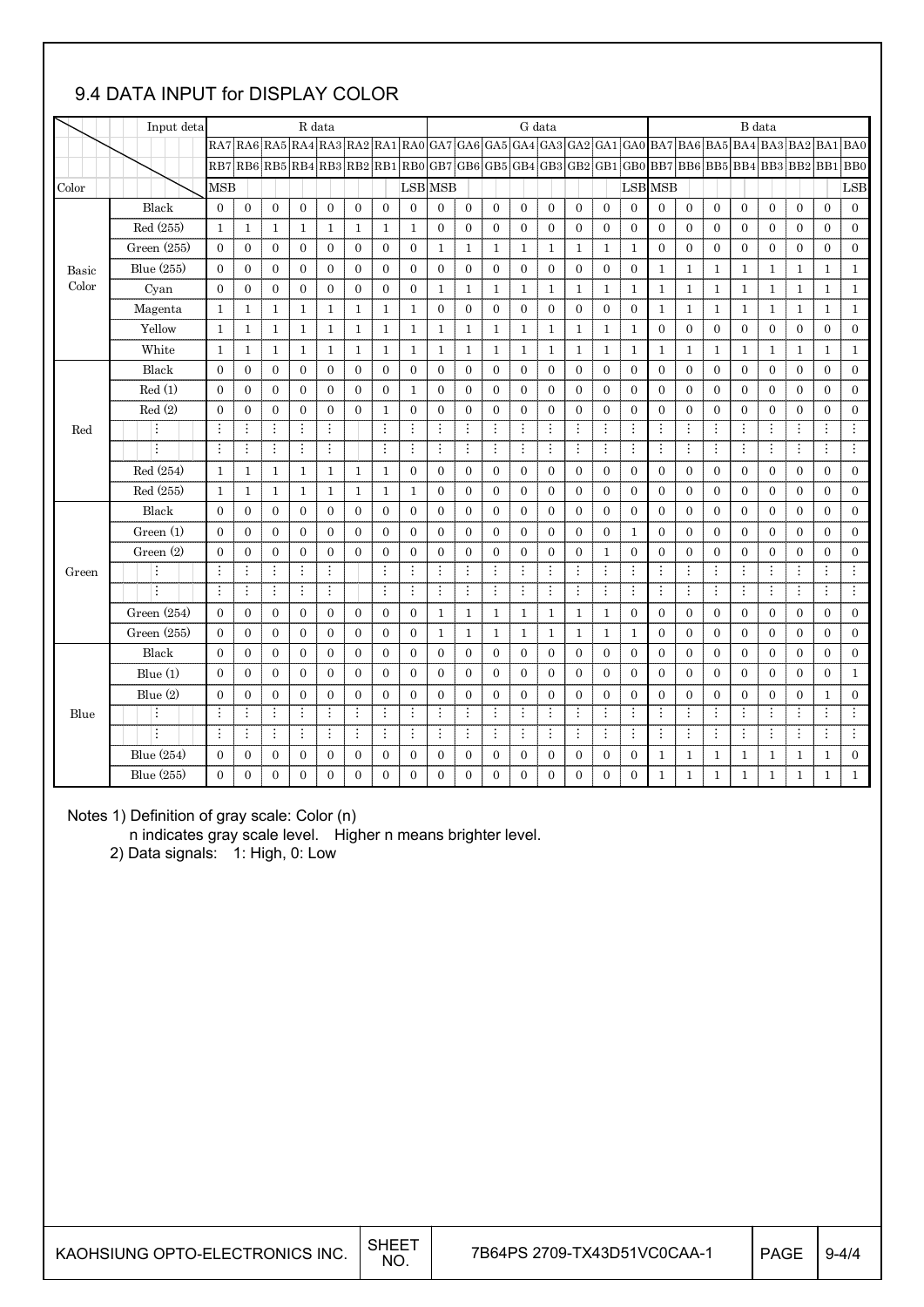## 9.4 DATA INPUT for DISPLAY COLOR

| | Input data | R data | | | | | | | | G data | | | | | | | | B data | | | | | | | |
|---|---|---|---|---|---|---|---|---|---|---|---|---|---|---|---|---|---|---|---|---|---|---|---|---|---|
| | | RA7 | RA6 | RA5 | RA4 | RA3 | RA2 | RA1 | RA0 | GA7 | GA6 | GA5 | GA4 | GA3 | GA2 | GA1 | GA0 | BA7 | BA6 | BA5 | BA4 | BA3 | BA2 | BA1 | BA0 |
| | | RB7 | RB6 | RB5 | RB4 | RB3 | RB2 | RB1 | RB0 | GB7 | GB6 | GB5 | GB4 | GB3 | GB2 | GB1 | GB0 | BB7 | BB6 | BB5 | BB4 | BB3 | BB2 | BB1 | BB0 |
| Color | | MSB | | | | | | | LSB | MSB | | | | | | | LSB | MSB | | | | | | | LSB |
| Basic Color | Black | 0 | 0 | 0 | 0 | 0 | 0 | 0 | 0 | 0 | 0 | 0 | 0 | 0 | 0 | 0 | 0 | 0 | 0 | 0 | 0 | 0 | 0 | 0 | 0 |
| | Red (255) | 1 | 1 | 1 | 1 | 1 | 1 | 1 | 1 | 0 | 0 | 0 | 0 | 0 | 0 | 0 | 0 | 0 | 0 | 0 | 0 | 0 | 0 | 0 | 0 |
| | Green (255) | 0 | 0 | 0 | 0 | 0 | 0 | 0 | 0 | 1 | 1 | 1 | 1 | 1 | 1 | 1 | 1 | 0 | 0 | 0 | 0 | 0 | 0 | 0 | 0 |
| | Blue (255) | 0 | 0 | 0 | 0 | 0 | 0 | 0 | 0 | 0 | 0 | 0 | 0 | 0 | 0 | 0 | 0 | 1 | 1 | 1 | 1 | 1 | 1 | 1 | 1 |
| | Cyan | 0 | 0 | 0 | 0 | 0 | 0 | 0 | 0 | 1 | 1 | 1 | 1 | 1 | 1 | 1 | 1 | 1 | 1 | 1 | 1 | 1 | 1 | 1 | 1 |
| | Magenta | 1 | 1 | 1 | 1 | 1 | 1 | 1 | 1 | 0 | 0 | 0 | 0 | 0 | 0 | 0 | 0 | 1 | 1 | 1 | 1 | 1 | 1 | 1 | 1 |
| | Yellow | 1 | 1 | 1 | 1 | 1 | 1 | 1 | 1 | 1 | 1 | 1 | 1 | 1 | 1 | 1 | 1 | 0 | 0 | 0 | 0 | 0 | 0 | 0 | 0 |
| | White | 1 | 1 | 1 | 1 | 1 | 1 | 1 | 1 | 1 | 1 | 1 | 1 | 1 | 1 | 1 | 1 | 1 | 1 | 1 | 1 | 1 | 1 | 1 | 1 |
| Red | Black | 0 | 0 | 0 | 0 | 0 | 0 | 0 | 0 | 0 | 0 | 0 | 0 | 0 | 0 | 0 | 0 | 0 | 0 | 0 | 0 | 0 | 0 | 0 | 0 |
| | Red (1) | 0 | 0 | 0 | 0 | 0 | 0 | 0 | 1 | 0 | 0 | 0 | 0 | 0 | 0 | 0 | 0 | 0 | 0 | 0 | 0 | 0 | 0 | 0 | 0 |
| | Red (2) | 0 | 0 | 0 | 0 | 0 | 0 | 1 | 0 | 0 | 0 | 0 | 0 | 0 | 0 | 0 | 0 | 0 | 0 | 0 | 0 | 0 | 0 | 0 | 0 |
| | ⋮ | ⋮ | ⋮ | ⋮ | ⋮ | ⋮ | | ⋮ | ⋮ | ⋮ | ⋮ | ⋮ | ⋮ | ⋮ | ⋮ | ⋮ | ⋮ | ⋮ | ⋮ | ⋮ | ⋮ | ⋮ | ⋮ | ⋮ | ⋮ |
| | ⋮ | ⋮ | ⋮ | ⋮ | ⋮ | ⋮ | | ⋮ | ⋮ | ⋮ | ⋮ | ⋮ | ⋮ | ⋮ | ⋮ | ⋮ | ⋮ | ⋮ | ⋮ | ⋮ | ⋮ | ⋮ | ⋮ | ⋮ | ⋮ |
| | Red (254) | 1 | 1 | 1 | 1 | 1 | 1 | 1 | 0 | 0 | 0 | 0 | 0 | 0 | 0 | 0 | 0 | 0 | 0 | 0 | 0 | 0 | 0 | 0 | 0 |
| | Red (255) | 1 | 1 | 1 | 1 | 1 | 1 | 1 | 1 | 0 | 0 | 0 | 0 | 0 | 0 | 0 | 0 | 0 | 0 | 0 | 0 | 0 | 0 | 0 | 0 |
| Green | Black | 0 | 0 | 0 | 0 | 0 | 0 | 0 | 0 | 0 | 0 | 0 | 0 | 0 | 0 | 0 | 0 | 0 | 0 | 0 | 0 | 0 | 0 | 0 | 0 |
| | Green (1) | 0 | 0 | 0 | 0 | 0 | 0 | 0 | 0 | 0 | 0 | 0 | 0 | 0 | 0 | 0 | 1 | 0 | 0 | 0 | 0 | 0 | 0 | 0 | 0 |
| | Green (2) | 0 | 0 | 0 | 0 | 0 | 0 | 0 | 0 | 0 | 0 | 0 | 0 | 0 | 0 | 1 | 0 | 0 | 0 | 0 | 0 | 0 | 0 | 0 | 0 |
| | ⋮ | ⋮ | ⋮ | ⋮ | ⋮ | ⋮ | | ⋮ | ⋮ | ⋮ | ⋮ | ⋮ | ⋮ | ⋮ | ⋮ | ⋮ | ⋮ | ⋮ | ⋮ | ⋮ | ⋮ | ⋮ | ⋮ | ⋮ | ⋮ |
| | ⋮ | ⋮ | ⋮ | ⋮ | ⋮ | ⋮ | | ⋮ | ⋮ | ⋮ | ⋮ | ⋮ | ⋮ | ⋮ | ⋮ | ⋮ | ⋮ | ⋮ | ⋮ | ⋮ | ⋮ | ⋮ | ⋮ | ⋮ | ⋮ |
| | Green (254) | 0 | 0 | 0 | 0 | 0 | 0 | 0 | 0 | 1 | 1 | 1 | 1 | 1 | 1 | 1 | 0 | 0 | 0 | 0 | 0 | 0 | 0 | 0 | 0 |
| | Green (255) | 0 | 0 | 0 | 0 | 0 | 0 | 0 | 0 | 1 | 1 | 1 | 1 | 1 | 1 | 1 | 1 | 0 | 0 | 0 | 0 | 0 | 0 | 0 | 0 |
| Blue | Black | 0 | 0 | 0 | 0 | 0 | 0 | 0 | 0 | 0 | 0 | 0 | 0 | 0 | 0 | 0 | 0 | 0 | 0 | 0 | 0 | 0 | 0 | 0 | 0 |
| | Blue (1) | 0 | 0 | 0 | 0 | 0 | 0 | 0 | 0 | 0 | 0 | 0 | 0 | 0 | 0 | 0 | 0 | 0 | 0 | 0 | 0 | 0 | 0 | 0 | 1 |
| | Blue (2) | 0 | 0 | 0 | 0 | 0 | 0 | 0 | 0 | 0 | 0 | 0 | 0 | 0 | 0 | 0 | 0 | 0 | 0 | 0 | 0 | 0 | 0 | 1 | 0 |
| | ⋮ | ⋮ | ⋮ | ⋮ | ⋮ | ⋮ | ⋮ | ⋮ | ⋮ | ⋮ | ⋮ | ⋮ | ⋮ | ⋮ | ⋮ | ⋮ | ⋮ | ⋮ | ⋮ | ⋮ | ⋮ | ⋮ | ⋮ | ⋮ | ⋮ |
| | ⋮ | ⋮ | ⋮ | ⋮ | ⋮ | ⋮ | ⋮ | ⋮ | ⋮ | ⋮ | ⋮ | ⋮ | ⋮ | ⋮ | ⋮ | ⋮ | ⋮ | ⋮ | ⋮ | ⋮ | ⋮ | ⋮ | ⋮ | ⋮ | ⋮ |
| | Blue (254) | 0 | 0 | 0 | 0 | 0 | 0 | 0 | 0 | 0 | 0 | 0 | 0 | 0 | 0 | 0 | 0 | 1 | 1 | 1 | 1 | 1 | 1 | 1 | 0 |
| | Blue (255) | 0 | 0 | 0 | 0 | 0 | 0 | 0 | 0 | 0 | 0 | 0 | 0 | 0 | 0 | 0 | 0 | 1 | 1 | 1 | 1 | 1 | 1 | 1 | 1 |

Notes 1) Definition of gray scale: Color (n)

n indicates gray scale level. Higher n means brighter level.

2) Data signals: 1: High, 0: Low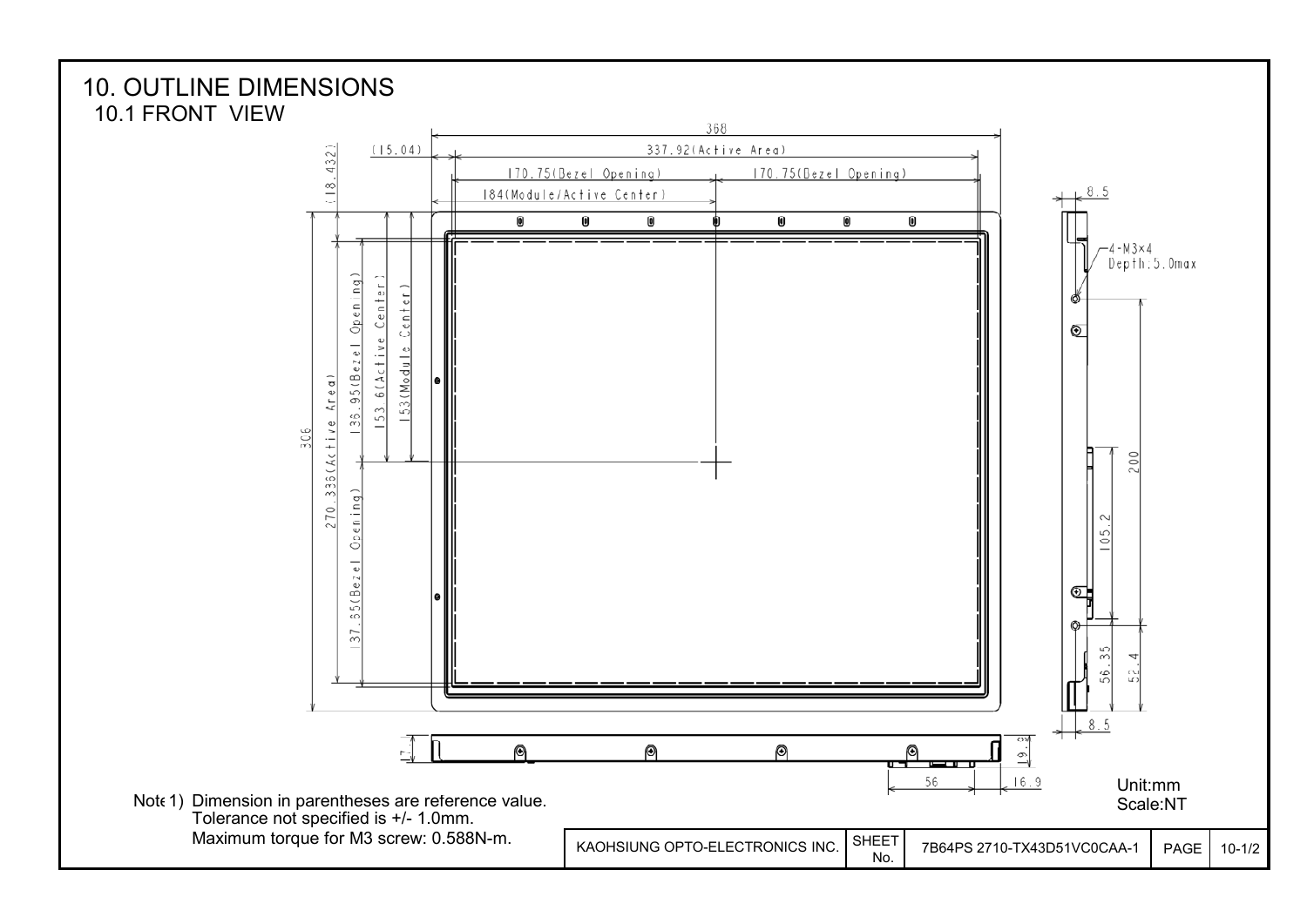# 10. OUTLINE DIMENSIONS

## 10.1 FRONT VIEW

368

(15.04)

337.92(Active Area)

170.75(Bezel Opening)

170.75(Bezel Opening)

184(Module/Active Center)

(18.432)

306

270.336(Active Area)

136.95(Bezel Opening)

153.6(Active Center)

153(Module Center)

137.35(Bezel Opening)

8.5

4-M3×4
Depth:5.0max

200

105.2

56.35

52.4

8.5

7.1

19.3

56

16.9

Unit:mm
Scale:NT

Note 1) Dimension in parentheses are reference value.
Tolerance not specified is +/- 1.0mm.
Maximum torque for M3 screw: 0.588N-m.

| KAOHSIUNG OPTO-ELECTRONICS INC. | SHEET No. | 7B64PS 2710-TX43D51VC0CAA-1 | PAGE | 10-1/2 |
|---|---|---|---|---|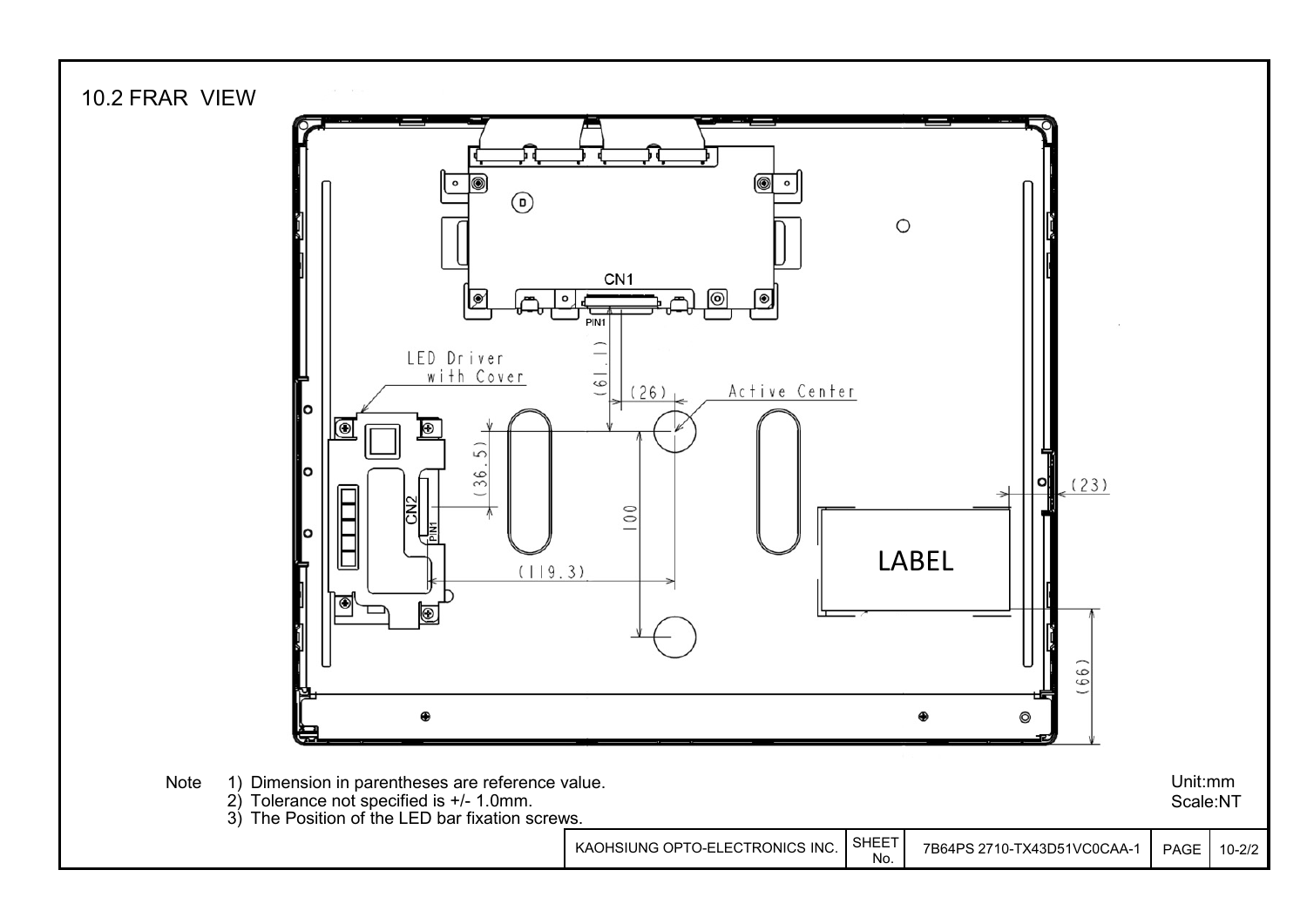## 10.2 FRAR VIEW

CN1

PIN1

LED Driver with Cover

(61.1)

(26)

Active Center

(36.5)

CN2

PIN1

100

(119.3)

(23)

LABEL

(66)

Note
1) Dimension in parentheses are reference value.
2) Tolerance not specified is +/- 1.0mm.
3) The Position of the LED bar fixation screws.

Unit:mm
Scale:NT

| KAOHSIUNG OPTO-ELECTRONICS INC. | SHEET No. | 7B64PS 2710-TX43D51VC0CAA-1 | PAGE | 10-2/2 |
|---|---|---|---|---|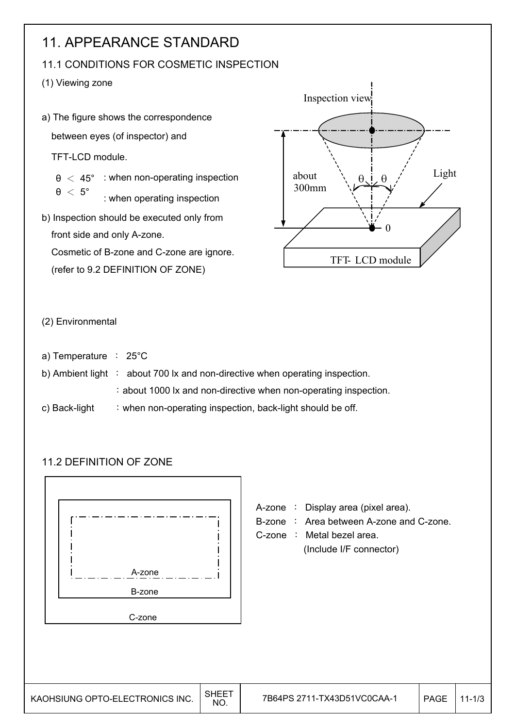# 11. APPEARANCE STANDARD

## 11.1 CONDITIONS FOR COSMETIC INSPECTION

(1) Viewing zone

a) The figure shows the correspondence between eyes (of inspector) and TFT-LCD module.

$\theta < 45°$ : when non-operating inspection
$\theta < 5°$ : when operating inspection

b) Inspection should be executed only from front side and only A-zone.
Cosmetic of B-zone and C-zone are ignore.
(refer to 9.2 DEFINITION OF ZONE)

Inspection view

about 300mm

$\theta$ $\theta$

Light

0

TFT- LCD module

(2) Environmental

a) Temperature ： 25°C

b) Ambient light ： about 700 lx and non-directive when operating inspection.
：about 1000 lx and non-directive when non-operating inspection.

c) Back-light ：when non-operating inspection, back-light should be off.

## 11.2 DEFINITION OF ZONE

A-zone

B-zone

C-zone

A-zone ： Display area (pixel area).
B-zone ： Area between A-zone and C-zone.
C-zone ： Metal bezel area.
(Include I/F connector)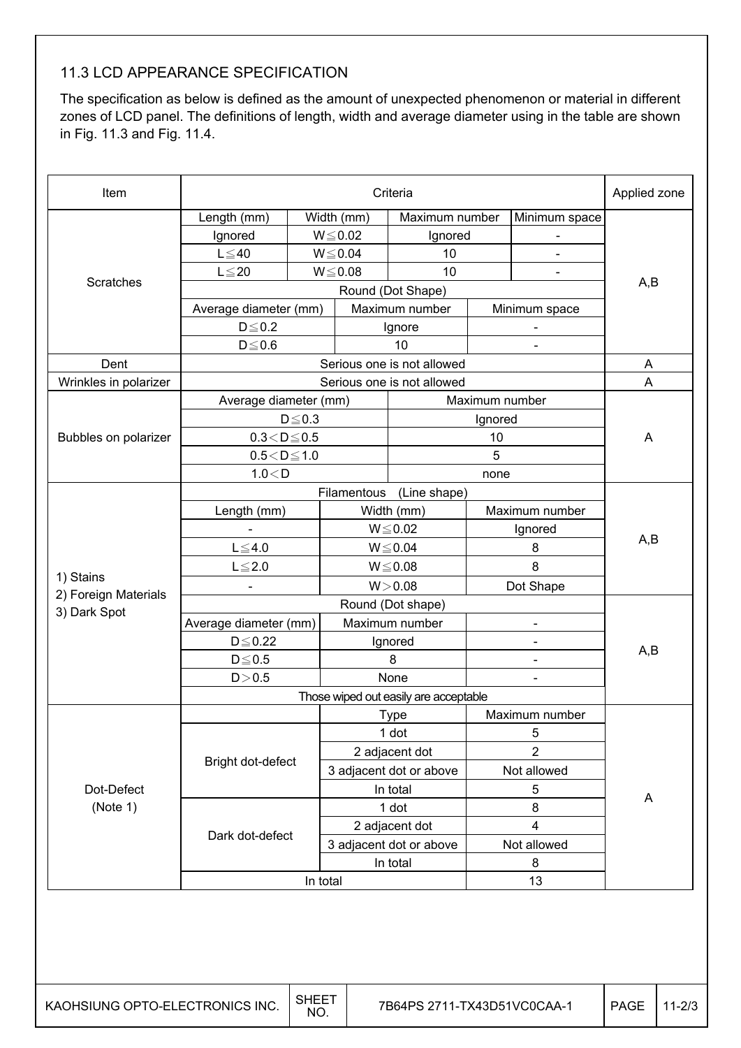## 11.3 LCD APPEARANCE SPECIFICATION

The specification as below is defined as the amount of unexpected phenomenon or material in different zones of LCD panel. The definitions of length, width and average diameter using in the table are shown in Fig. 11.3 and Fig. 11.4.

| Item | Criteria | | | | Applied zone |
|---|---|---|---|---|---|
| Scratches | Length (mm) | Width (mm) | Maximum number | Minimum space | A,B |
| | Ignored | W≦0.02 | Ignored | - | |
| | L≦40 | W≦0.04 | 10 | - | |
| | L≦20 | W≦0.08 | 10 | - | |
| | Round (Dot Shape) | | | | |
| | Average diameter (mm) | | Maximum number | Minimum space | |
| | D≦0.2 | | Ignore | - | |
| | D≦0.6 | | 10 | - | |
| Dent | Serious one is not allowed | | | | A |
| Wrinkles in polarizer | Serious one is not allowed | | | | A |
| Bubbles on polarizer | Average diameter (mm) | | Maximum number | | A |
| | D≦0.3 | | Ignored | | |
| | 0.3＜D≦0.5 | | 10 | | |
| | 0.5＜D≦1.0 | | 5 | | |
| | 1.0＜D | | none | | |
| 1) Stains<br>2) Foreign Materials<br>3) Dark Spot | Filamentous (Line shape) | | | | A,B |
| | Length (mm) | Width (mm) | Maximum number | | |
| | - | W≦0.02 | Ignored | | |
| | L≦4.0 | W≦0.04 | 8 | | |
| | L≦2.0 | W≦0.08 | 8 | | |
| | - | W＞0.08 | Dot Shape | | |
| | Round (Dot shape) | | | | A,B |
| | Average diameter (mm) | Maximum number | - | | |
| | D≦0.22 | Ignored | - | | |
| | D≦0.5 | 8 | - | | |
| | D＞0.5 | None | - | | |
| | Those wiped out easily are acceptable | | | | |
| Dot-Defect<br>(Note 1) | | Type | Maximum number | | A |
| | Bright dot-defect | 1 dot | 5 | | |
| | | 2 adjacent dot | 2 | | |
| | | 3 adjacent dot or above | Not allowed | | |
| | | In total | 5 | | |
| | Dark dot-defect | 1 dot | 8 | | |
| | | 2 adjacent dot | 4 | | |
| | | 3 adjacent dot or above | Not allowed | | |
| | | In total | 8 | | |
| | In total | | 13 | | |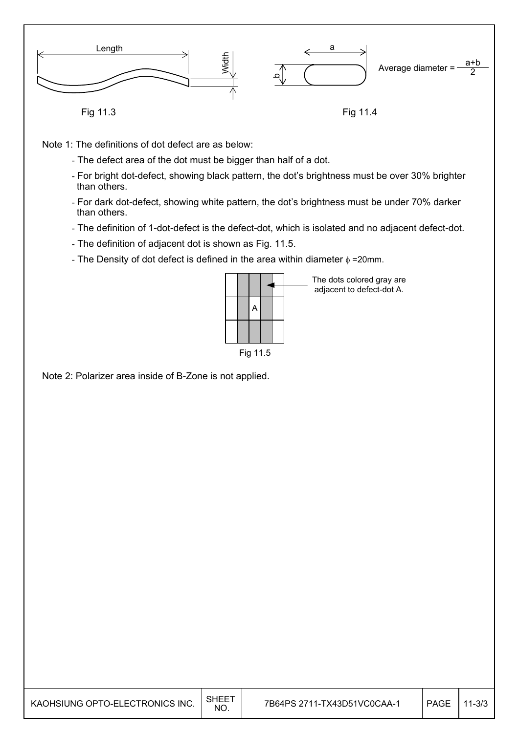Length

Width

Fig 11.3

a

b

Average diameter = $\frac{a+b}{2}$

Fig 11.4

Note 1: The definitions of dot defect are as below:

- The defect area of the dot must be bigger than half of a dot.
- For bright dot-defect, showing black pattern, the dot's brightness must be over 30% brighter than others.
- For dark dot-defect, showing white pattern, the dot's brightness must be under 70% darker than others.
- The definition of 1-dot-defect is the defect-dot, which is isolated and no adjacent defect-dot.
- The definition of adjacent dot is shown as Fig. 11.5.
- The Density of dot defect is defined in the area within diameter $\phi$ =20mm.

The dots colored gray are adjacent to defect-dot A.

Fig 11.5

Note 2: Polarizer area inside of B-Zone is not applied.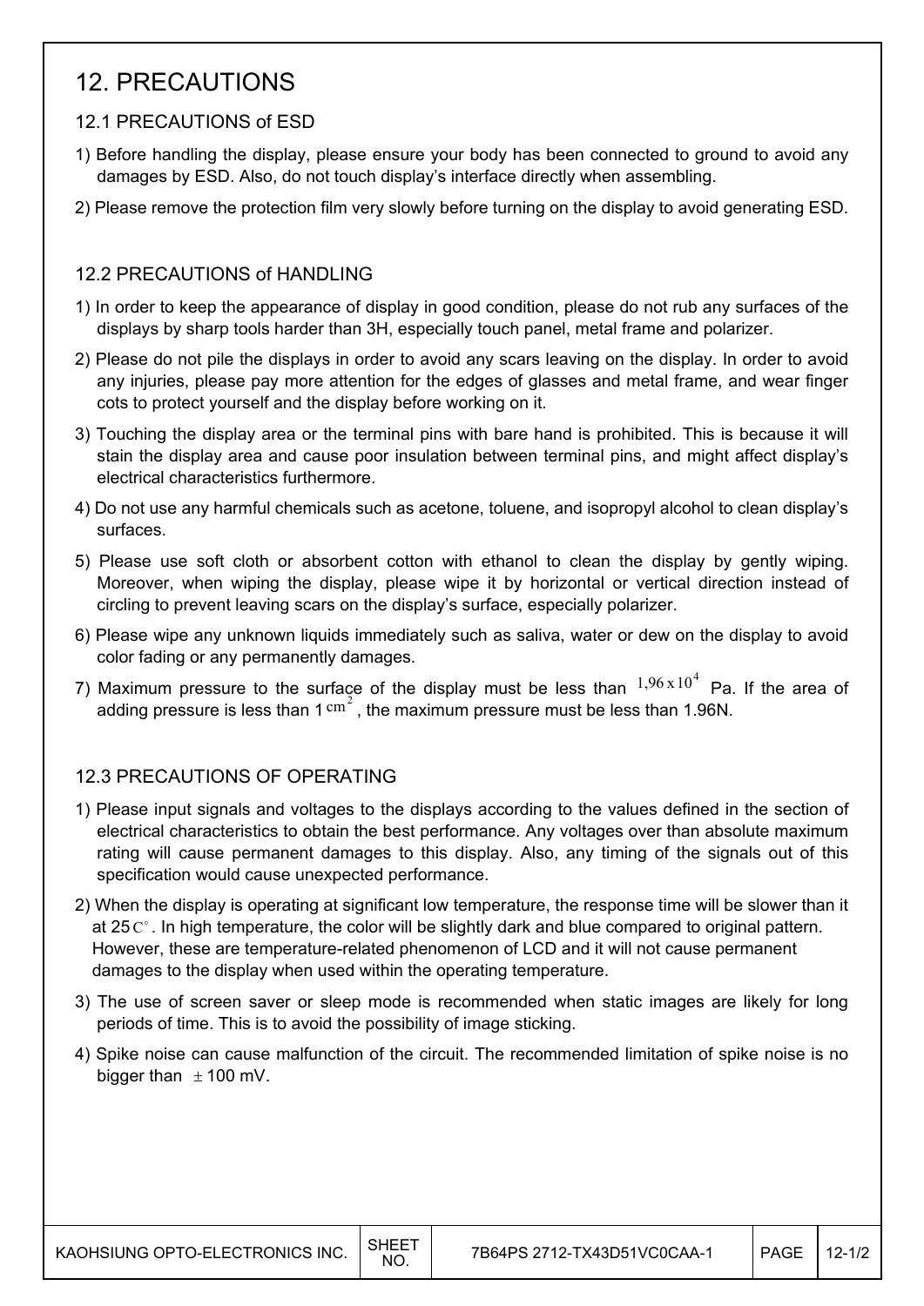# 12. PRECAUTIONS

## 12.1 PRECAUTIONS of ESD

1) Before handling the display, please ensure your body has been connected to ground to avoid any damages by ESD. Also, do not touch display's interface directly when assembling.

2) Please remove the protection film very slowly before turning on the display to avoid generating ESD.

## 12.2 PRECAUTIONS of HANDLING

1) In order to keep the appearance of display in good condition, please do not rub any surfaces of the displays by sharp tools harder than 3H, especially touch panel, metal frame and polarizer.

2) Please do not pile the displays in order to avoid any scars leaving on the display. In order to avoid any injuries, please pay more attention for the edges of glasses and metal frame, and wear finger cots to protect yourself and the display before working on it.

3) Touching the display area or the terminal pins with bare hand is prohibited. This is because it will stain the display area and cause poor insulation between terminal pins, and might affect display's electrical characteristics furthermore.

4) Do not use any harmful chemicals such as acetone, toluene, and isopropyl alcohol to clean display's surfaces.

5) Please use soft cloth or absorbent cotton with ethanol to clean the display by gently wiping. Moreover, when wiping the display, please wipe it by horizontal or vertical direction instead of circling to prevent leaving scars on the display's surface, especially polarizer.

6) Please wipe any unknown liquids immediately such as saliva, water or dew on the display to avoid color fading or any permanently damages.

7) Maximum pressure to the surface of the display must be less than $1{,}96 \times 10^4$ Pa. If the area of adding pressure is less than 1 $cm^2$, the maximum pressure must be less than 1.96N.

## 12.3 PRECAUTIONS OF OPERATING

1) Please input signals and voltages to the displays according to the values defined in the section of electrical characteristics to obtain the best performance. Any voltages over than absolute maximum rating will cause permanent damages to this display. Also, any timing of the signals out of this specification would cause unexpected performance.

2) When the display is operating at significant low temperature, the response time will be slower than it at 25 $C^{\circ}$. In high temperature, the color will be slightly dark and blue compared to original pattern. However, these are temperature-related phenomenon of LCD and it will not cause permanent damages to the display when used within the operating temperature.

3) The use of screen saver or sleep mode is recommended when static images are likely for long periods of time. This is to avoid the possibility of image sticking.

4) Spike noise can cause malfunction of the circuit. The recommended limitation of spike noise is no bigger than $\pm$100 mV.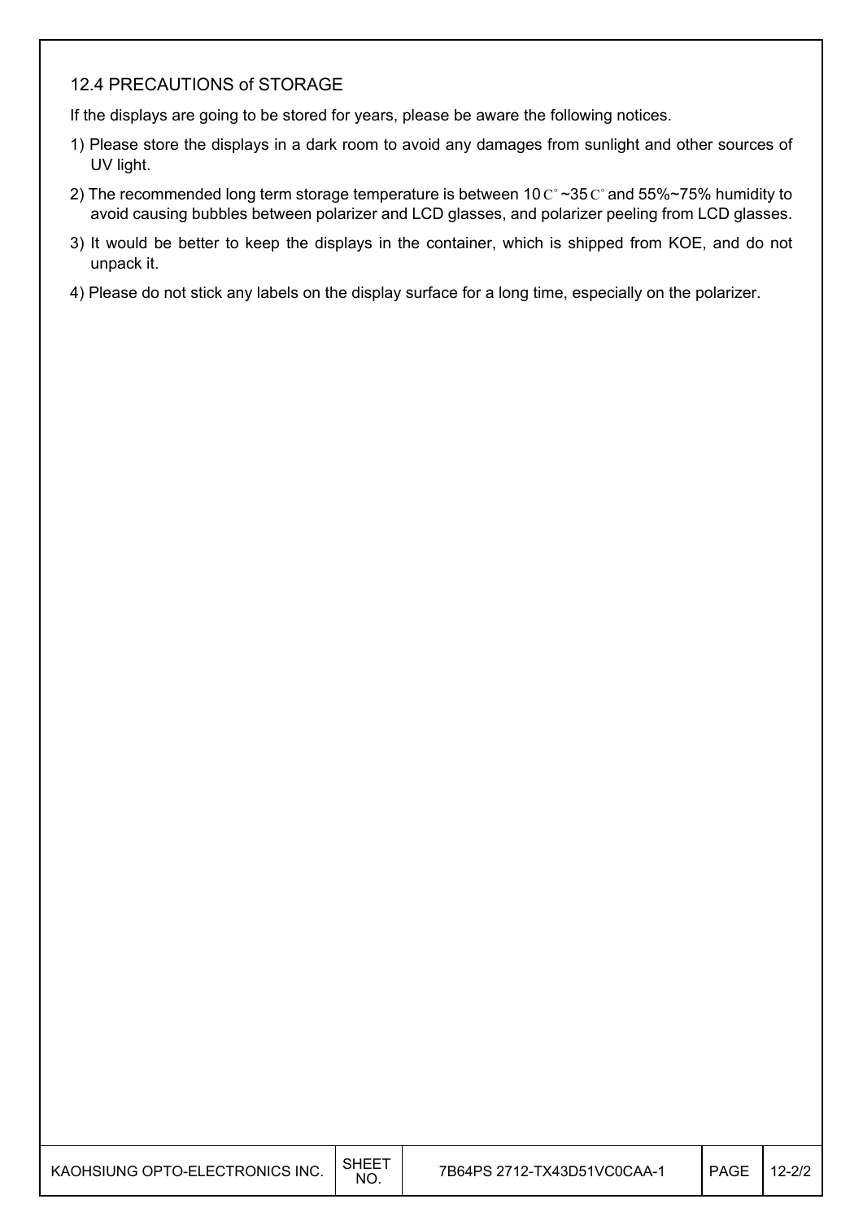## 12.4 PRECAUTIONS of STORAGE

If the displays are going to be stored for years, please be aware the following notices.

1) Please store the displays in a dark room to avoid any damages from sunlight and other sources of UV light.
2) The recommended long term storage temperature is between 10 C° ~35 C° and 55%~75% humidity to avoid causing bubbles between polarizer and LCD glasses, and polarizer peeling from LCD glasses.
3) It would be better to keep the displays in the container, which is shipped from KOE, and do not unpack it.
4) Please do not stick any labels on the display surface for a long time, especially on the polarizer.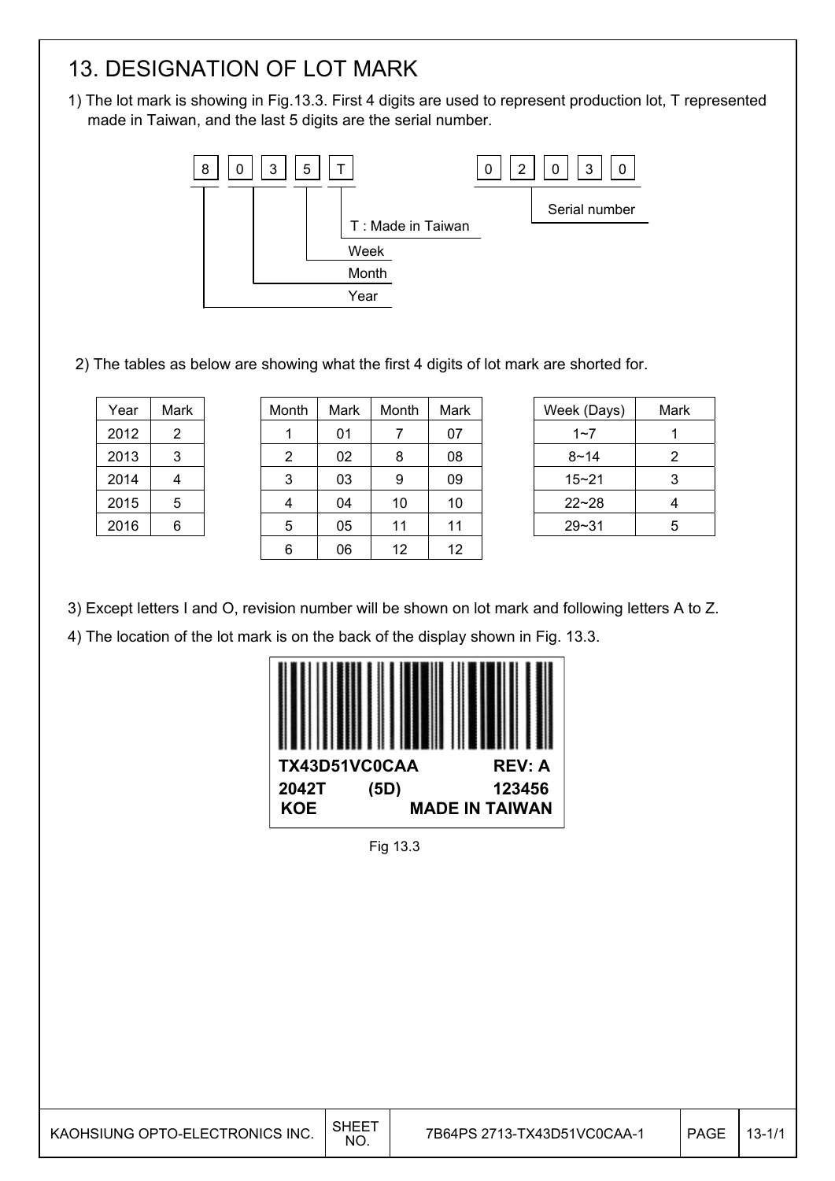# 13. DESIGNATION OF LOT MARK

1) The lot mark is showing in Fig.13.3. First 4 digits are used to represent production lot, T represented made in Taiwan, and the last 5 digits are the serial number.

8 0 3 5 T 0 2 0 3 0

Year

Month

Week

T : Made in Taiwan

Serial number

2) The tables as below are showing what the first 4 digits of lot mark are shorted for.

| Year | Mark |
|---|---|
| 2012 | 2 |
| 2013 | 3 |
| 2014 | 4 |
| 2015 | 5 |
| 2016 | 6 |

| Month | Mark | Month | Mark |
|---|---|---|---|
| 1 | 01 | 7 | 07 |
| 2 | 02 | 8 | 08 |
| 3 | 03 | 9 | 09 |
| 4 | 04 | 10 | 10 |
| 5 | 05 | 11 | 11 |
| 6 | 06 | 12 | 12 |

| Week (Days) | Mark |
|---|---|
| 1~7 | 1 |
| 8~14 | 2 |
| 15~21 | 3 |
| 22~28 | 4 |
| 29~31 | 5 |

3) Except letters I and O, revision number will be shown on lot mark and following letters A to Z.

4) The location of the lot mark is on the back of the display shown in Fig. 13.3.

**TX43D51VC0CAA** **REV: A**
**2042T** **(5D)** **123456**
**KOE** **MADE IN TAIWAN**

Fig 13.3